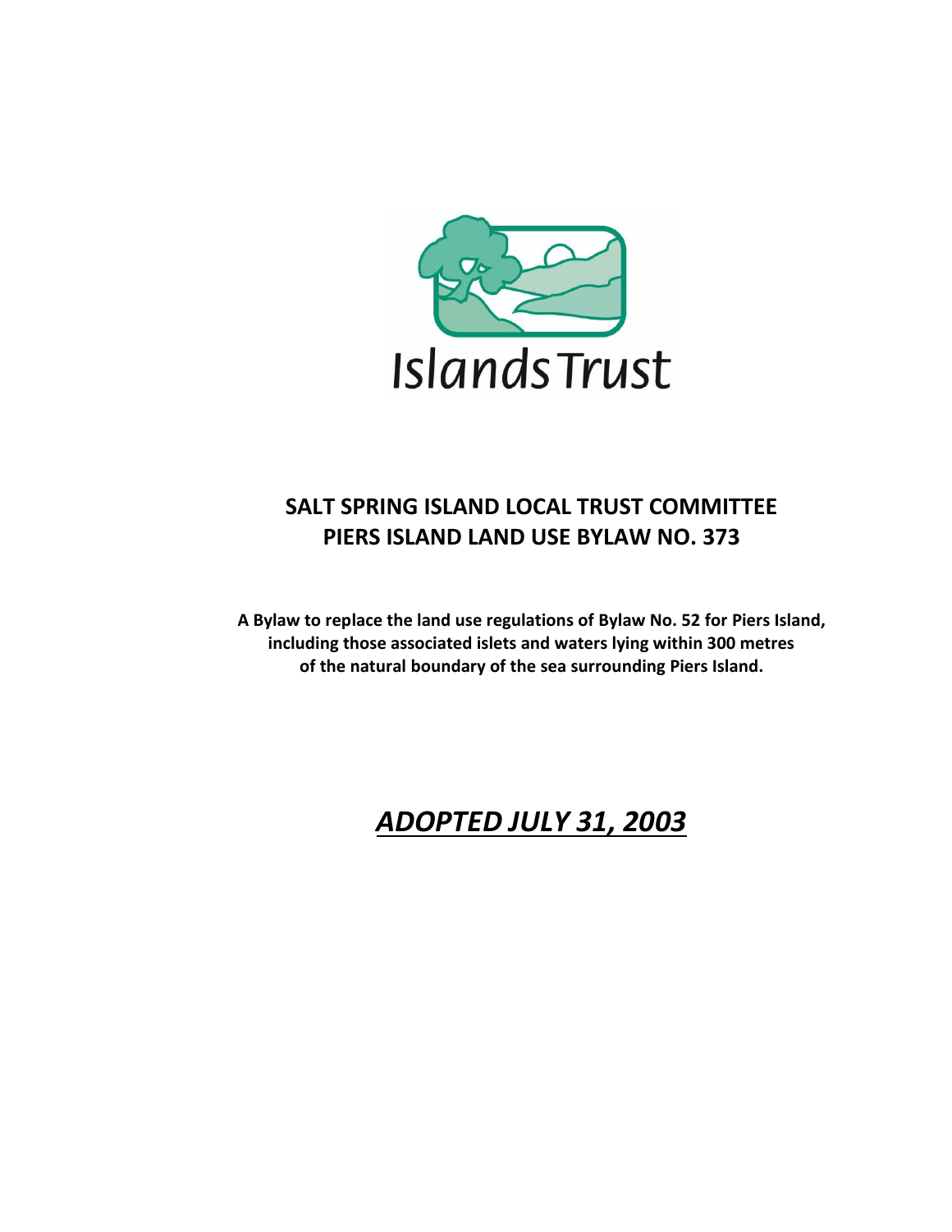Islands Trust

# SALT SPRING ISLAND LOCAL TRUST COMMITTEE
# PIERS ISLAND LAND USE BYLAW NO. 373

**A Bylaw to replace the land use regulations of Bylaw No. 52 for Piers Island, including those associated islets and waters lying within 300 metres of the natural boundary of the sea surrounding Piers Island.**

***ADOPTED JULY 31, 2003***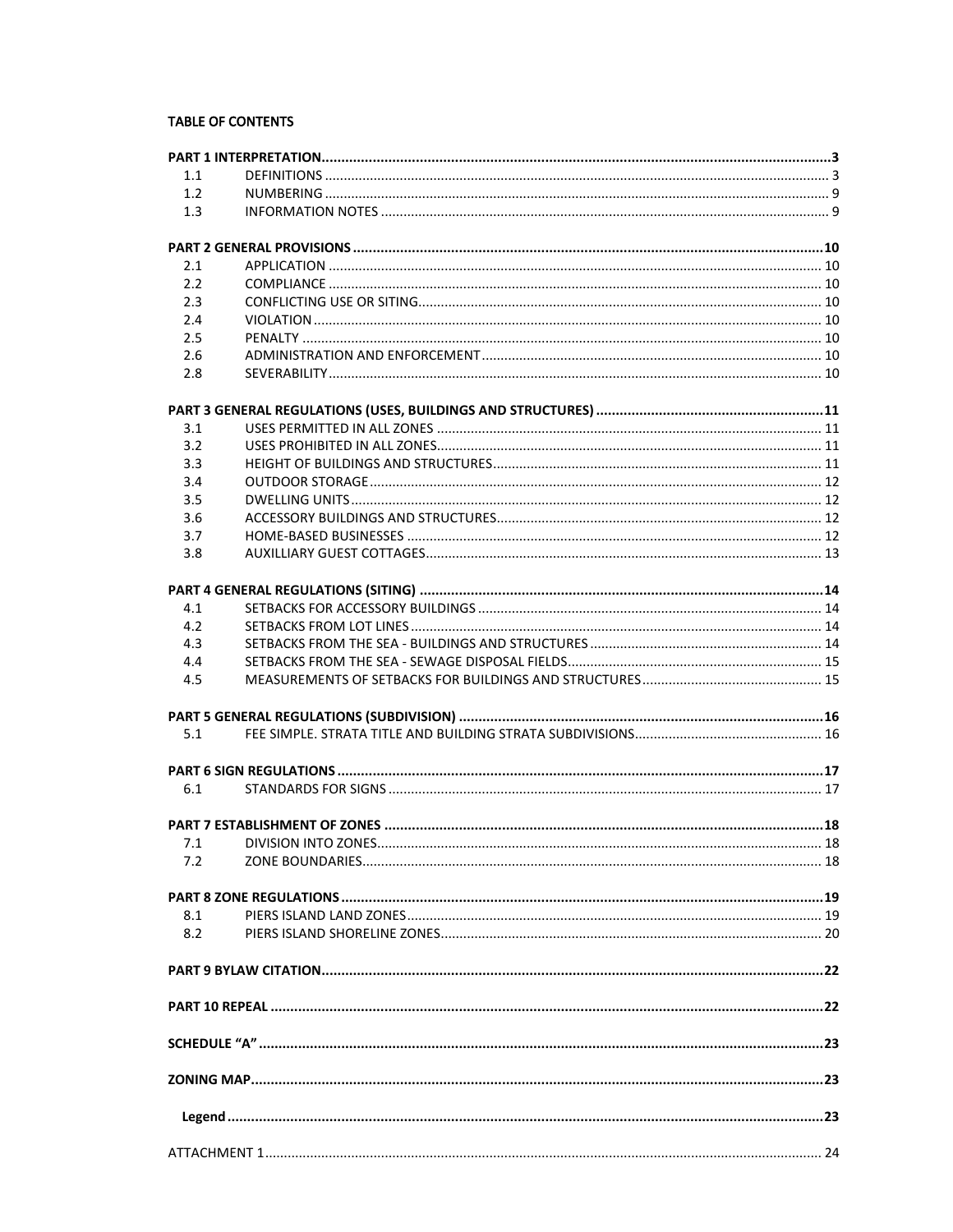**TABLE OF CONTENTS**

| | | |
|---|---|---|
| **PART 1 INTERPRETATION** | | **3** |
| 1.1 | DEFINITIONS | 3 |
| 1.2 | NUMBERING | 9 |
| 1.3 | INFORMATION NOTES | 9 |
| **PART 2 GENERAL PROVISIONS** | | **10** |
| 2.1 | APPLICATION | 10 |
| 2.2 | COMPLIANCE | 10 |
| 2.3 | CONFLICTING USE OR SITING | 10 |
| 2.4 | VIOLATION | 10 |
| 2.5 | PENALTY | 10 |
| 2.6 | ADMINISTRATION AND ENFORCEMENT | 10 |
| 2.8 | SEVERABILITY | 10 |
| **PART 3 GENERAL REGULATIONS (USES, BUILDINGS AND STRUCTURES)** | | **11** |
| 3.1 | USES PERMITTED IN ALL ZONES | 11 |
| 3.2 | USES PROHIBITED IN ALL ZONES | 11 |
| 3.3 | HEIGHT OF BUILDINGS AND STRUCTURES | 11 |
| 3.4 | OUTDOOR STORAGE | 12 |
| 3.5 | DWELLING UNITS | 12 |
| 3.6 | ACCESSORY BUILDINGS AND STRUCTURES | 12 |
| 3.7 | HOME-BASED BUSINESSES | 12 |
| 3.8 | AUXILLIARY GUEST COTTAGES | 13 |
| **PART 4 GENERAL REGULATIONS (SITING)** | | **14** |
| 4.1 | SETBACKS FOR ACCESSORY BUILDINGS | 14 |
| 4.2 | SETBACKS FROM LOT LINES | 14 |
| 4.3 | SETBACKS FROM THE SEA - BUILDINGS AND STRUCTURES | 14 |
| 4.4 | SETBACKS FROM THE SEA - SEWAGE DISPOSAL FIELDS | 15 |
| 4.5 | MEASUREMENTS OF SETBACKS FOR BUILDINGS AND STRUCTURES | 15 |
| **PART 5 GENERAL REGULATIONS (SUBDIVISION)** | | **16** |
| 5.1 | FEE SIMPLE. STRATA TITLE AND BUILDING STRATA SUBDIVISIONS | 16 |
| **PART 6 SIGN REGULATIONS** | | **17** |
| 6.1 | STANDARDS FOR SIGNS | 17 |
| **PART 7 ESTABLISHMENT OF ZONES** | | **18** |
| 7.1 | DIVISION INTO ZONES | 18 |
| 7.2 | ZONE BOUNDARIES | 18 |
| **PART 8 ZONE REGULATIONS** | | **19** |
| 8.1 | PIERS ISLAND LAND ZONES | 19 |
| 8.2 | PIERS ISLAND SHORELINE ZONES | 20 |
| **PART 9 BYLAW CITATION** | | **22** |
| **PART 10 REPEAL** | | **22** |
| **SCHEDULE "A"** | | **23** |
| **ZONING MAP** | | **23** |
| **Legend** | | **23** |
| ATTACHMENT 1 | | 24 |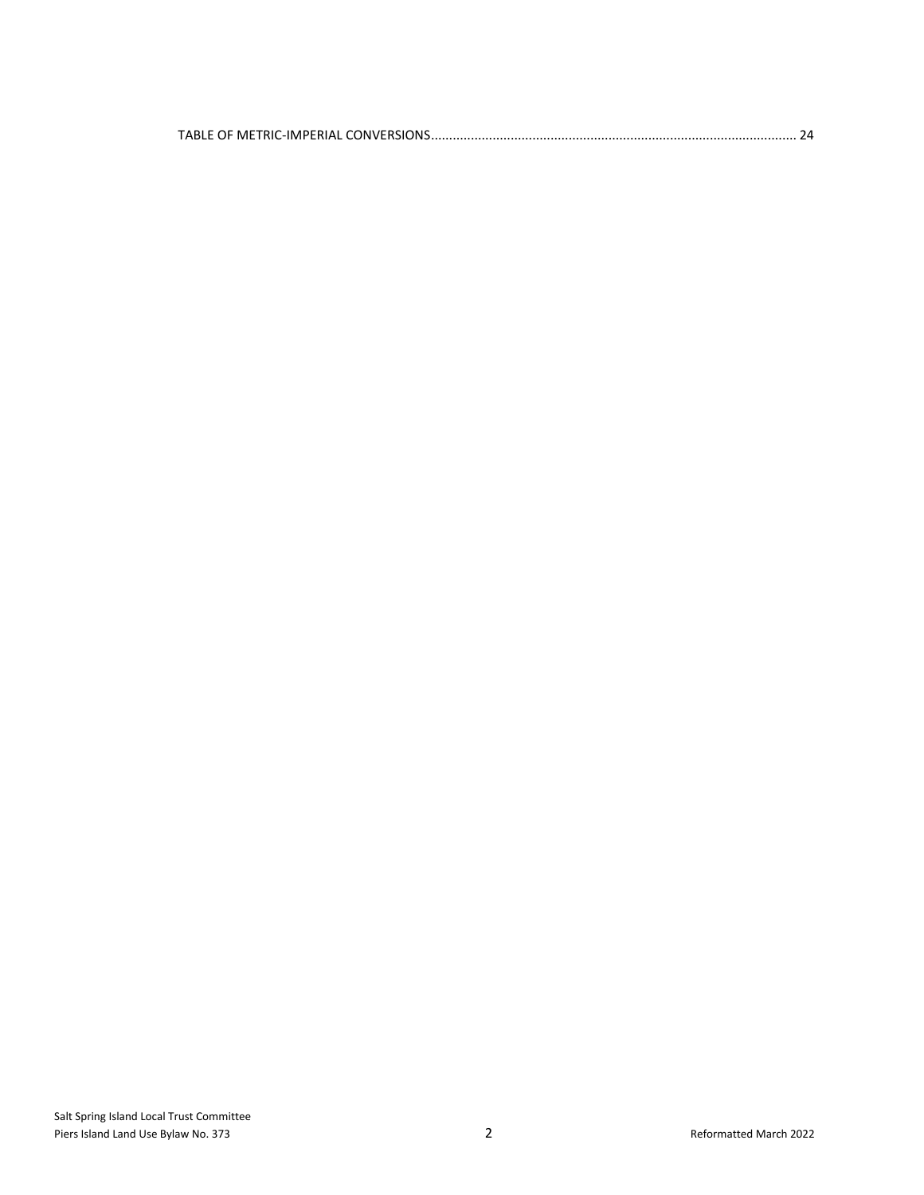TABLE OF METRIC-IMPERIAL CONVERSIONS.................................................................................................... 24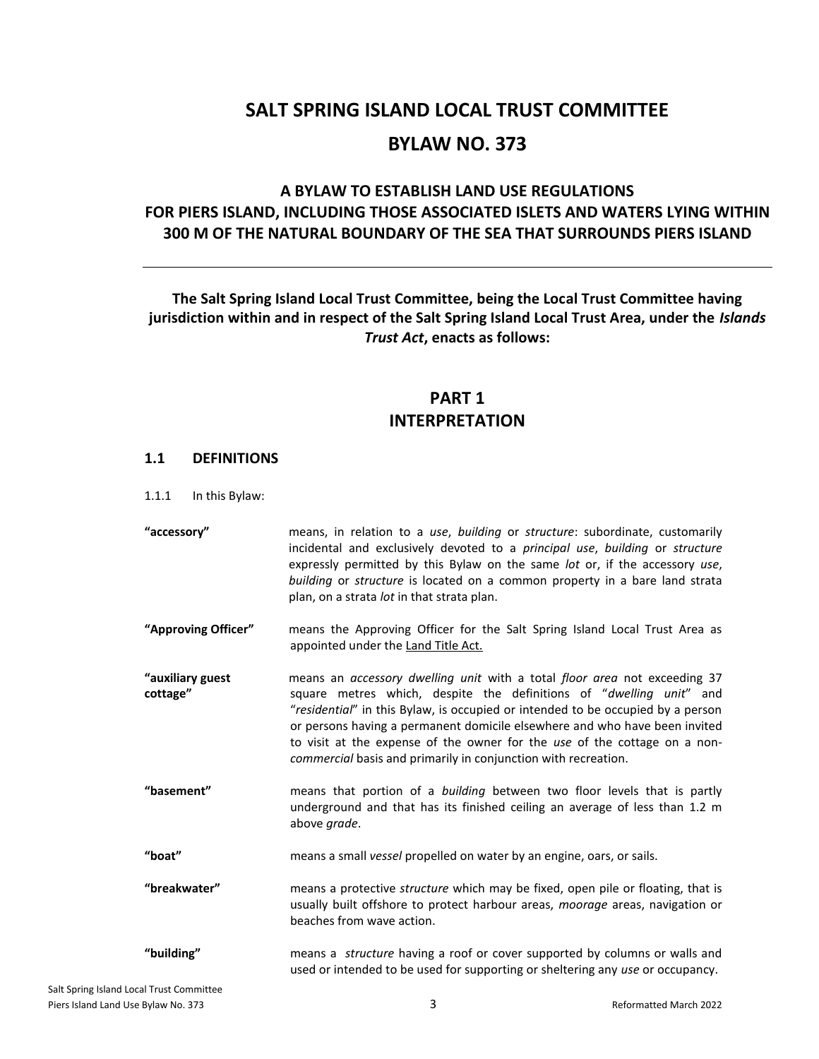# SALT SPRING ISLAND LOCAL TRUST COMMITTEE

# BYLAW NO. 373

## A BYLAW TO ESTABLISH LAND USE REGULATIONS FOR PIERS ISLAND, INCLUDING THOSE ASSOCIATED ISLETS AND WATERS LYING WITHIN 300 M OF THE NATURAL BOUNDARY OF THE SEA THAT SURROUNDS PIERS ISLAND

---

**The Salt Spring Island Local Trust Committee, being the Local Trust Committee having jurisdiction within and in respect of the Salt Spring Island Local Trust Area, under the *Islands Trust Act*, enacts as follows:**

## PART 1
## INTERPRETATION

### 1.1 DEFINITIONS

1.1.1 In this Bylaw:

**"accessory"** means, in relation to a *use*, *building* or *structure*: subordinate, customarily incidental and exclusively devoted to a *principal use*, *building* or *structure* expressly permitted by this Bylaw on the same *lot* or, if the accessory *use*, *building* or *structure* is located on a common property in a bare land strata plan, on a strata *lot* in that strata plan.

**"Approving Officer"** means the Approving Officer for the Salt Spring Island Local Trust Area as appointed under the Land Title Act.

**"auxiliary guest cottage"** means an *accessory dwelling unit* with a total *floor area* not exceeding 37 square metres which, despite the definitions of "*dwelling unit*" and "*residential*" in this Bylaw, is occupied or intended to be occupied by a person or persons having a permanent domicile elsewhere and who have been invited to visit at the expense of the owner for the *use* of the cottage on a non-*commercial* basis and primarily in conjunction with recreation.

**"basement"** means that portion of a *building* between two floor levels that is partly underground and that has its finished ceiling an average of less than 1.2 m above *grade*.

**"boat"** means a small *vessel* propelled on water by an engine, oars, or sails.

**"breakwater"** means a protective *structure* which may be fixed, open pile or floating, that is usually built offshore to protect harbour areas, *moorage* areas, navigation or beaches from wave action.

**"building"** means a *structure* having a roof or cover supported by columns or walls and used or intended to be used for supporting or sheltering any *use* or occupancy.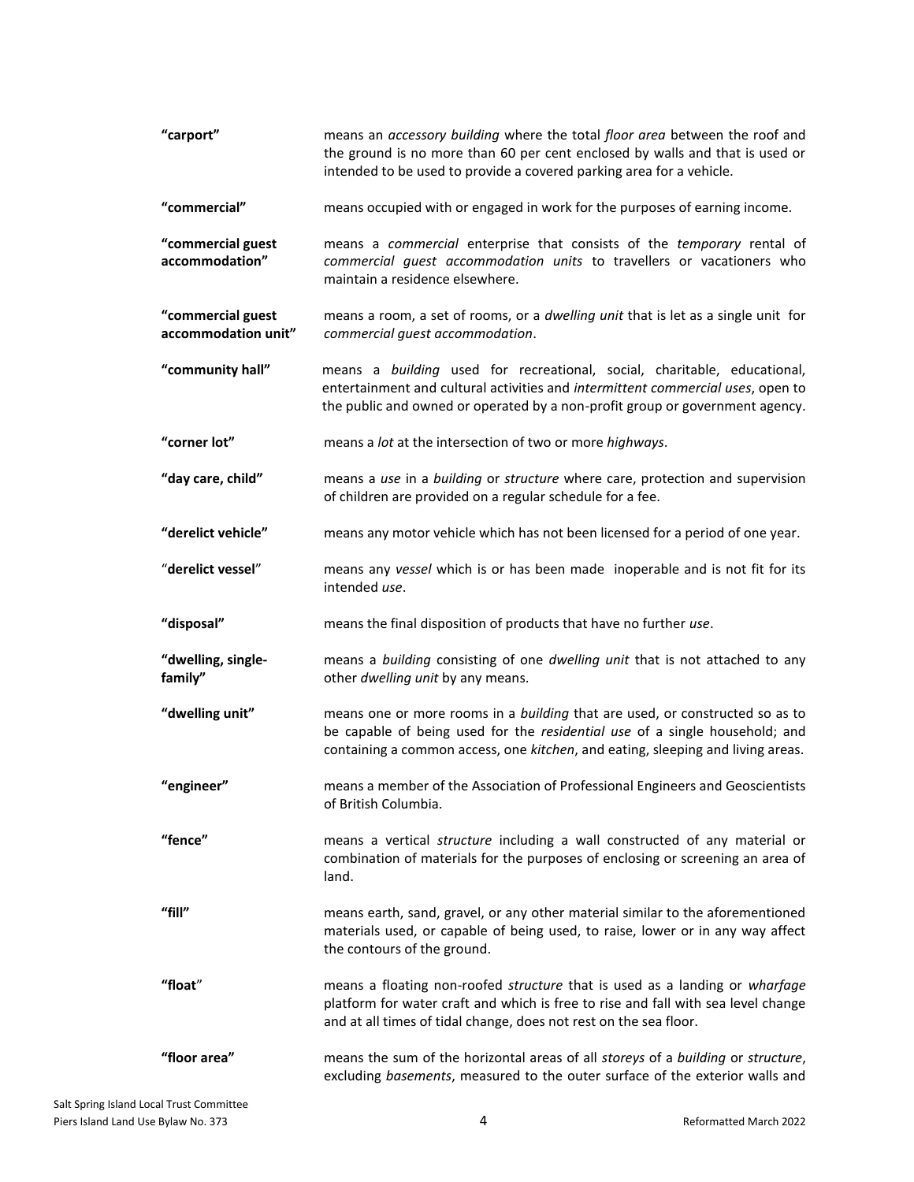**"carport"** means an *accessory building* where the total *floor area* between the roof and the ground is no more than 60 per cent enclosed by walls and that is used or intended to be used to provide a covered parking area for a vehicle.

**"commercial"** means occupied with or engaged in work for the purposes of earning income.

**"commercial guest accommodation"** means a *commercial* enterprise that consists of the *temporary* rental of *commercial guest accommodation units* to travellers or vacationers who maintain a residence elsewhere.

**"commercial guest accommodation unit"** means a room, a set of rooms, or a *dwelling unit* that is let as a single unit for *commercial guest accommodation*.

**"community hall"** means a *building* used for recreational, social, charitable, educational, entertainment and cultural activities and *intermittent commercial uses*, open to the public and owned or operated by a non-profit group or government agency.

**"corner lot"** means a *lot* at the intersection of two or more *highways*.

**"day care, child"** means a *use* in a *building* or *structure* where care, protection and supervision of children are provided on a regular schedule for a fee.

**"derelict vehicle"** means any motor vehicle which has not been licensed for a period of one year.

"**derelict vessel**" means any *vessel* which is or has been made inoperable and is not fit for its intended *use*.

**"disposal"** means the final disposition of products that have no further *use*.

**"dwelling, single-family"** means a *building* consisting of one *dwelling unit* that is not attached to any other *dwelling unit* by any means.

**"dwelling unit"** means one or more rooms in a *building* that are used, or constructed so as to be capable of being used for the *residential use* of a single household; and containing a common access, one *kitchen*, and eating, sleeping and living areas.

**"engineer"** means a member of the Association of Professional Engineers and Geoscientists of British Columbia.

**"fence"** means a vertical *structure* including a wall constructed of any material or combination of materials for the purposes of enclosing or screening an area of land.

**"fill"** means earth, sand, gravel, or any other material similar to the aforementioned materials used, or capable of being used, to raise, lower or in any way affect the contours of the ground.

**"float"** means a floating non-roofed *structure* that is used as a landing or *wharfage* platform for water craft and which is free to rise and fall with sea level change and at all times of tidal change, does not rest on the sea floor.

**"floor area"** means the sum of the horizontal areas of all *storeys* of a *building* or *structure*, excluding *basements*, measured to the outer surface of the exterior walls and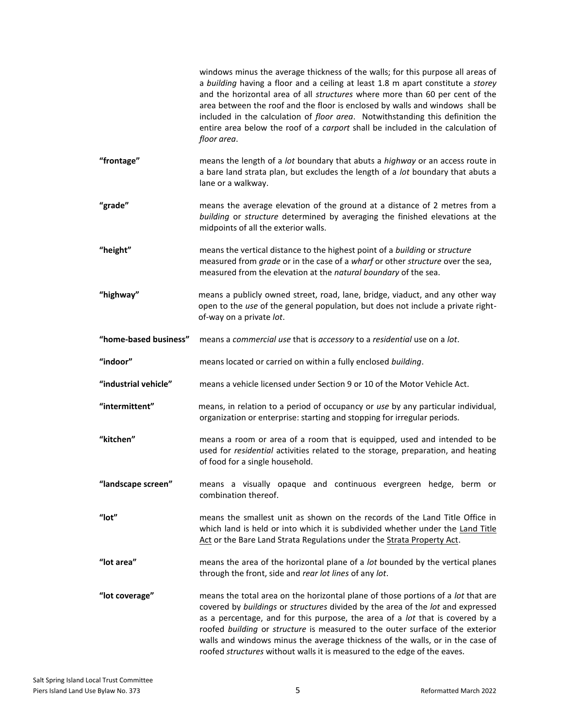windows minus the average thickness of the walls; for this purpose all areas of a *building* having a floor and a ceiling at least 1.8 m apart constitute a *storey* and the horizontal area of all *structures* where more than 60 per cent of the area between the roof and the floor is enclosed by walls and windows shall be included in the calculation of *floor area*. Notwithstanding this definition the entire area below the roof of a *carport* shall be included in the calculation of *floor area*.

**"frontage"** means the length of a *lot* boundary that abuts a *highway* or an access route in a bare land strata plan, but excludes the length of a *lot* boundary that abuts a lane or a walkway.

**"grade"** means the average elevation of the ground at a distance of 2 metres from a *building* or *structure* determined by averaging the finished elevations at the midpoints of all the exterior walls.

**"height"** means the vertical distance to the highest point of a *building* or *structure* measured from *grade* or in the case of a *wharf* or other *structure* over the sea, measured from the elevation at the *natural boundary* of the sea.

**"highway"** means a publicly owned street, road, lane, bridge, viaduct, and any other way open to the *use* of the general population, but does not include a private right-of-way on a private *lot*.

**"home-based business"** means a *commercial use* that is *accessory* to a *residential* use on a *lot*.

**"indoor"** means located or carried on within a fully enclosed *building*.

**"industrial vehicle"** means a vehicle licensed under Section 9 or 10 of the Motor Vehicle Act.

**"intermittent"** means, in relation to a period of occupancy or *use* by any particular individual, organization or enterprise: starting and stopping for irregular periods.

**"kitchen"** means a room or area of a room that is equipped, used and intended to be used for *residential* activities related to the storage, preparation, and heating of food for a single household.

**"landscape screen"** means a visually opaque and continuous evergreen hedge, berm or combination thereof.

**"lot"** means the smallest unit as shown on the records of the Land Title Office in which land is held or into which it is subdivided whether under the Land Title Act or the Bare Land Strata Regulations under the Strata Property Act.

**"lot area"** means the area of the horizontal plane of a *lot* bounded by the vertical planes through the front, side and *rear lot lines* of any *lot*.

**"lot coverage"** means the total area on the horizontal plane of those portions of a *lot* that are covered by *buildings* or *structures* divided by the area of the *lot* and expressed as a percentage, and for this purpose, the area of a *lot* that is covered by a roofed *building* or *structure* is measured to the outer surface of the exterior walls and windows minus the average thickness of the walls, or in the case of roofed *structures* without walls it is measured to the edge of the eaves.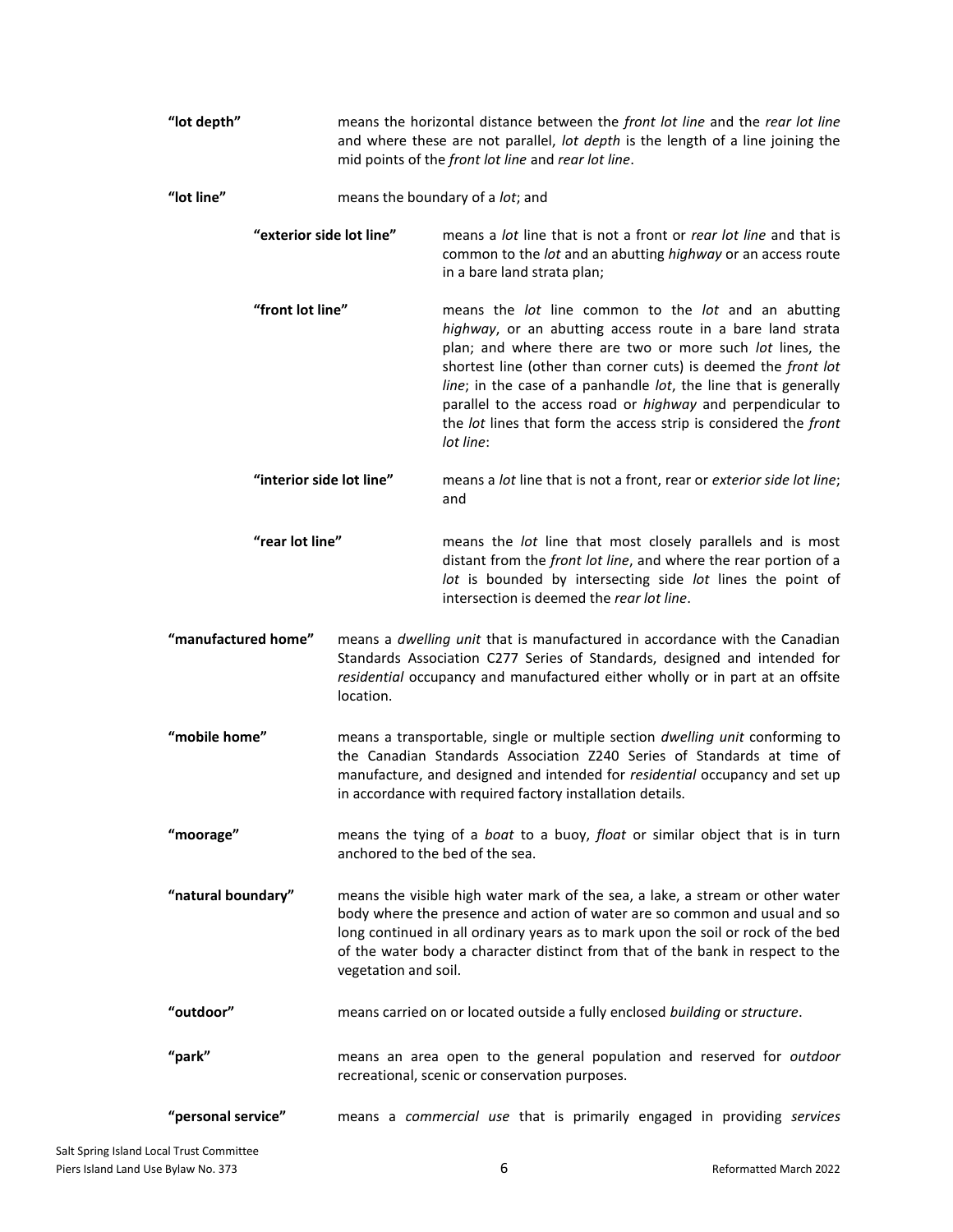**"lot depth"** means the horizontal distance between the *front lot line* and the *rear lot line* and where these are not parallel, *lot depth* is the length of a line joining the mid points of the *front lot line* and *rear lot line*.

**"lot line"** means the boundary of a *lot*; and

> **"exterior side lot line"** means a *lot* line that is not a front or *rear lot line* and that is common to the *lot* and an abutting *highway* or an access route in a bare land strata plan;
>
> **"front lot line"** means the *lot* line common to the *lot* and an abutting *highway*, or an abutting access route in a bare land strata plan; and where there are two or more such *lot* lines, the shortest line (other than corner cuts) is deemed the *front lot line*; in the case of a panhandle *lot*, the line that is generally parallel to the access road or *highway* and perpendicular to the *lot* lines that form the access strip is considered the *front lot line*:
>
> **"interior side lot line"** means a *lot* line that is not a front, rear or *exterior side lot line*; and
>
> **"rear lot line"** means the *lot* line that most closely parallels and is most distant from the *front lot line*, and where the rear portion of a *lot* is bounded by intersecting side *lot* lines the point of intersection is deemed the *rear lot line*.

**"manufactured home"** means a *dwelling unit* that is manufactured in accordance with the Canadian Standards Association C277 Series of Standards, designed and intended for *residential* occupancy and manufactured either wholly or in part at an offsite location.

**"mobile home"** means a transportable, single or multiple section *dwelling unit* conforming to the Canadian Standards Association Z240 Series of Standards at time of manufacture, and designed and intended for *residential* occupancy and set up in accordance with required factory installation details.

**"moorage"** means the tying of a *boat* to a buoy, *float* or similar object that is in turn anchored to the bed of the sea.

**"natural boundary"** means the visible high water mark of the sea, a lake, a stream or other water body where the presence and action of water are so common and usual and so long continued in all ordinary years as to mark upon the soil or rock of the bed of the water body a character distinct from that of the bank in respect to the vegetation and soil.

**"outdoor"** means carried on or located outside a fully enclosed *building* or *structure*.

**"park"** means an area open to the general population and reserved for *outdoor* recreational, scenic or conservation purposes.

**"personal service"** means a *commercial use* that is primarily engaged in providing *services*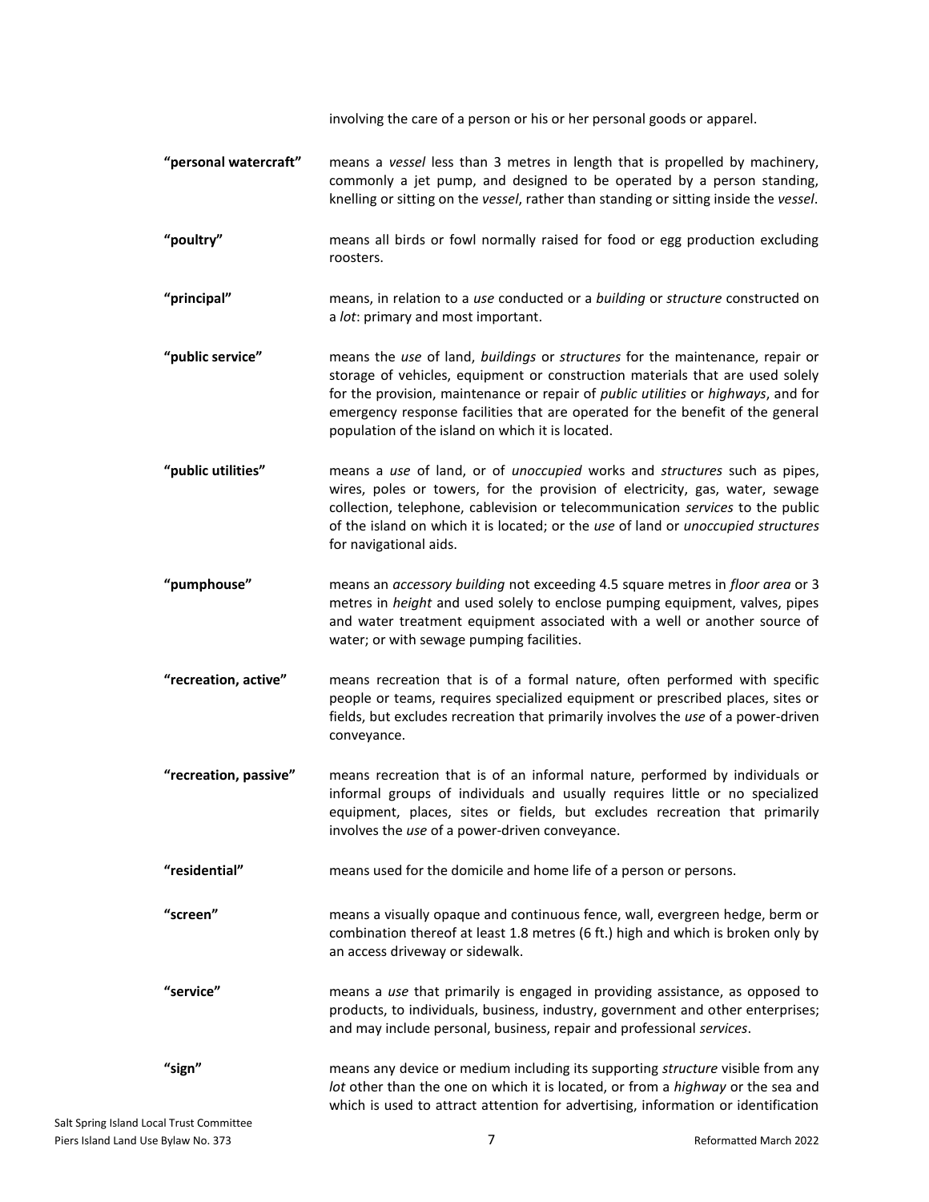involving the care of a person or his or her personal goods or apparel.

**"personal watercraft"** means a *vessel* less than 3 metres in length that is propelled by machinery, commonly a jet pump, and designed to be operated by a person standing, knelling or sitting on the *vessel*, rather than standing or sitting inside the *vessel*.

**"poultry"** means all birds or fowl normally raised for food or egg production excluding roosters.

**"principal"** means, in relation to a *use* conducted or a *building* or *structure* constructed on a *lot*: primary and most important.

**"public service"** means the *use* of land, *buildings* or *structures* for the maintenance, repair or storage of vehicles, equipment or construction materials that are used solely for the provision, maintenance or repair of *public utilities* or *highways*, and for emergency response facilities that are operated for the benefit of the general population of the island on which it is located.

**"public utilities"** means a *use* of land, or of *unoccupied* works and *structures* such as pipes, wires, poles or towers, for the provision of electricity, gas, water, sewage collection, telephone, cablevision or telecommunication *services* to the public of the island on which it is located; or the *use* of land or *unoccupied structures* for navigational aids.

**"pumphouse"** means an *accessory building* not exceeding 4.5 square metres in *floor area* or 3 metres in *height* and used solely to enclose pumping equipment, valves, pipes and water treatment equipment associated with a well or another source of water; or with sewage pumping facilities.

**"recreation, active"** means recreation that is of a formal nature, often performed with specific people or teams, requires specialized equipment or prescribed places, sites or fields, but excludes recreation that primarily involves the *use* of a power-driven conveyance.

**"recreation, passive"** means recreation that is of an informal nature, performed by individuals or informal groups of individuals and usually requires little or no specialized equipment, places, sites or fields, but excludes recreation that primarily involves the *use* of a power-driven conveyance.

**"residential"** means used for the domicile and home life of a person or persons.

**"screen"** means a visually opaque and continuous fence, wall, evergreen hedge, berm or combination thereof at least 1.8 metres (6 ft.) high and which is broken only by an access driveway or sidewalk.

**"service"** means a *use* that primarily is engaged in providing assistance, as opposed to products, to individuals, business, industry, government and other enterprises; and may include personal, business, repair and professional *services*.

**"sign"** means any device or medium including its supporting *structure* visible from any *lot* other than the one on which it is located, or from a *highway* or the sea and which is used to attract attention for advertising, information or identification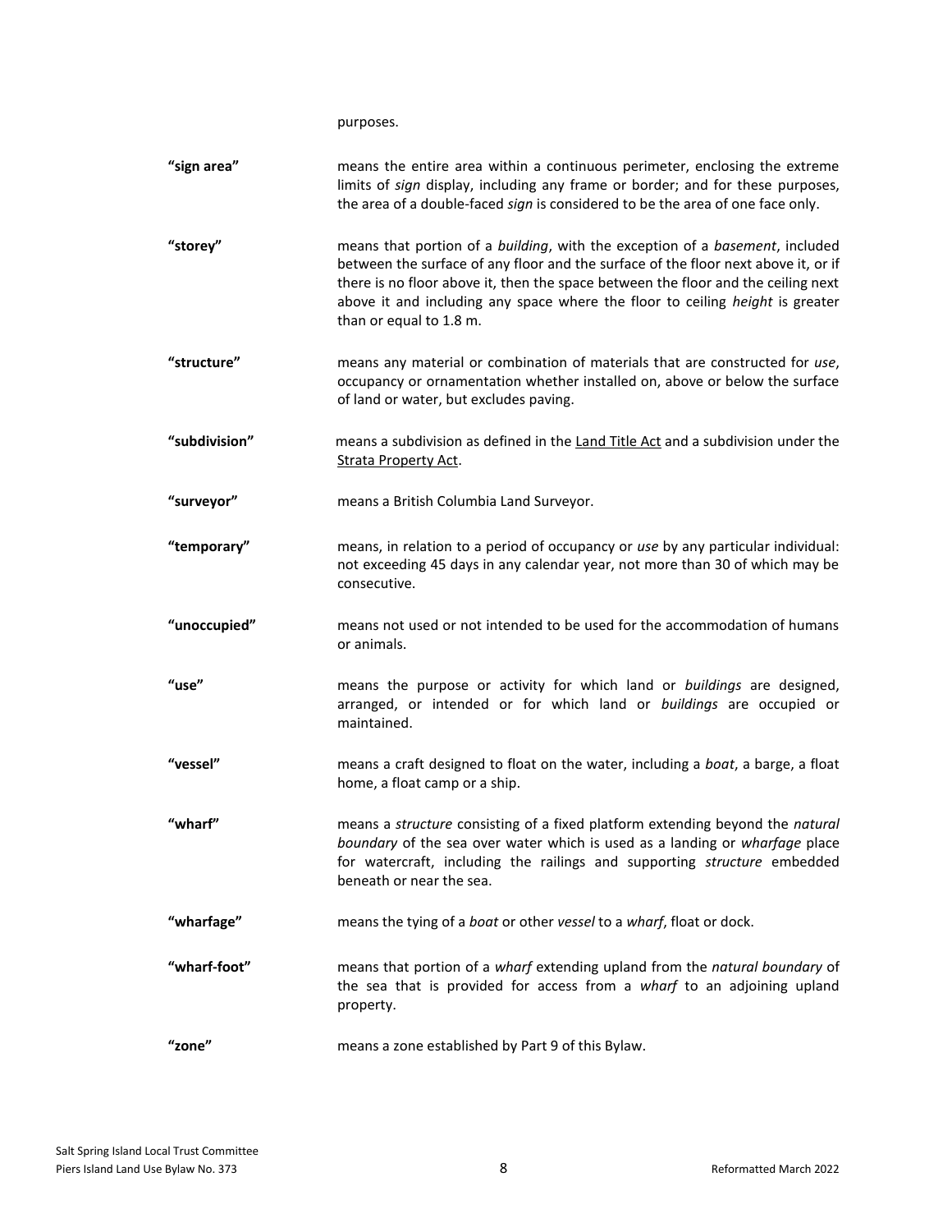purposes.

**"sign area"** means the entire area within a continuous perimeter, enclosing the extreme limits of *sign* display, including any frame or border; and for these purposes, the area of a double-faced *sign* is considered to be the area of one face only.

**"storey"** means that portion of a *building*, with the exception of a *basement*, included between the surface of any floor and the surface of the floor next above it, or if there is no floor above it, then the space between the floor and the ceiling next above it and including any space where the floor to ceiling *height* is greater than or equal to 1.8 m.

**"structure"** means any material or combination of materials that are constructed for *use*, occupancy or ornamentation whether installed on, above or below the surface of land or water, but excludes paving.

**"subdivision"** means a subdivision as defined in the Land Title Act and a subdivision under the Strata Property Act.

**"surveyor"** means a British Columbia Land Surveyor.

**"temporary"** means, in relation to a period of occupancy or *use* by any particular individual: not exceeding 45 days in any calendar year, not more than 30 of which may be consecutive.

**"unoccupied"** means not used or not intended to be used for the accommodation of humans or animals.

**"use"** means the purpose or activity for which land or *buildings* are designed, arranged, or intended or for which land or *buildings* are occupied or maintained.

**"vessel"** means a craft designed to float on the water, including a *boat*, a barge, a float home, a float camp or a ship.

**"wharf"** means a *structure* consisting of a fixed platform extending beyond the *natural boundary* of the sea over water which is used as a landing or *wharfage* place for watercraft, including the railings and supporting *structure* embedded beneath or near the sea.

**"wharfage"** means the tying of a *boat* or other *vessel* to a *wharf*, float or dock.

**"wharf-foot"** means that portion of a *wharf* extending upland from the *natural boundary* of the sea that is provided for access from a *wharf* to an adjoining upland property.

**"zone"** means a zone established by Part 9 of this Bylaw.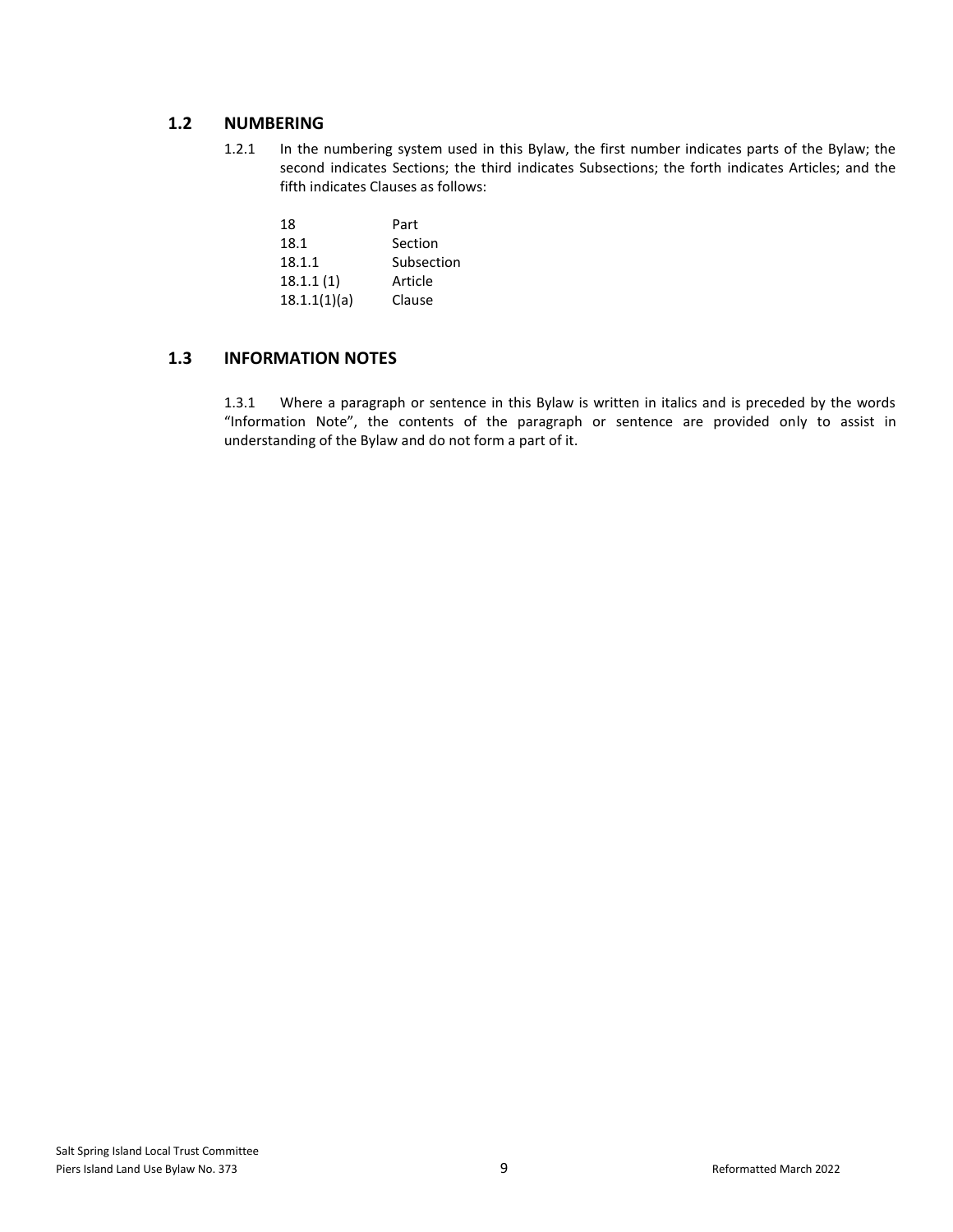## 1.2 NUMBERING

1.2.1 In the numbering system used in this Bylaw, the first number indicates parts of the Bylaw; the second indicates Sections; the third indicates Subsections; the forth indicates Articles; and the fifth indicates Clauses as follows:

| | |
|---|---|
| 18 | Part |
| 18.1 | Section |
| 18.1.1 | Subsection |
| 18.1.1 (1) | Article |
| 18.1.1(1)(a) | Clause |

## 1.3 INFORMATION NOTES

1.3.1 Where a paragraph or sentence in this Bylaw is written in italics and is preceded by the words "Information Note", the contents of the paragraph or sentence are provided only to assist in understanding of the Bylaw and do not form a part of it.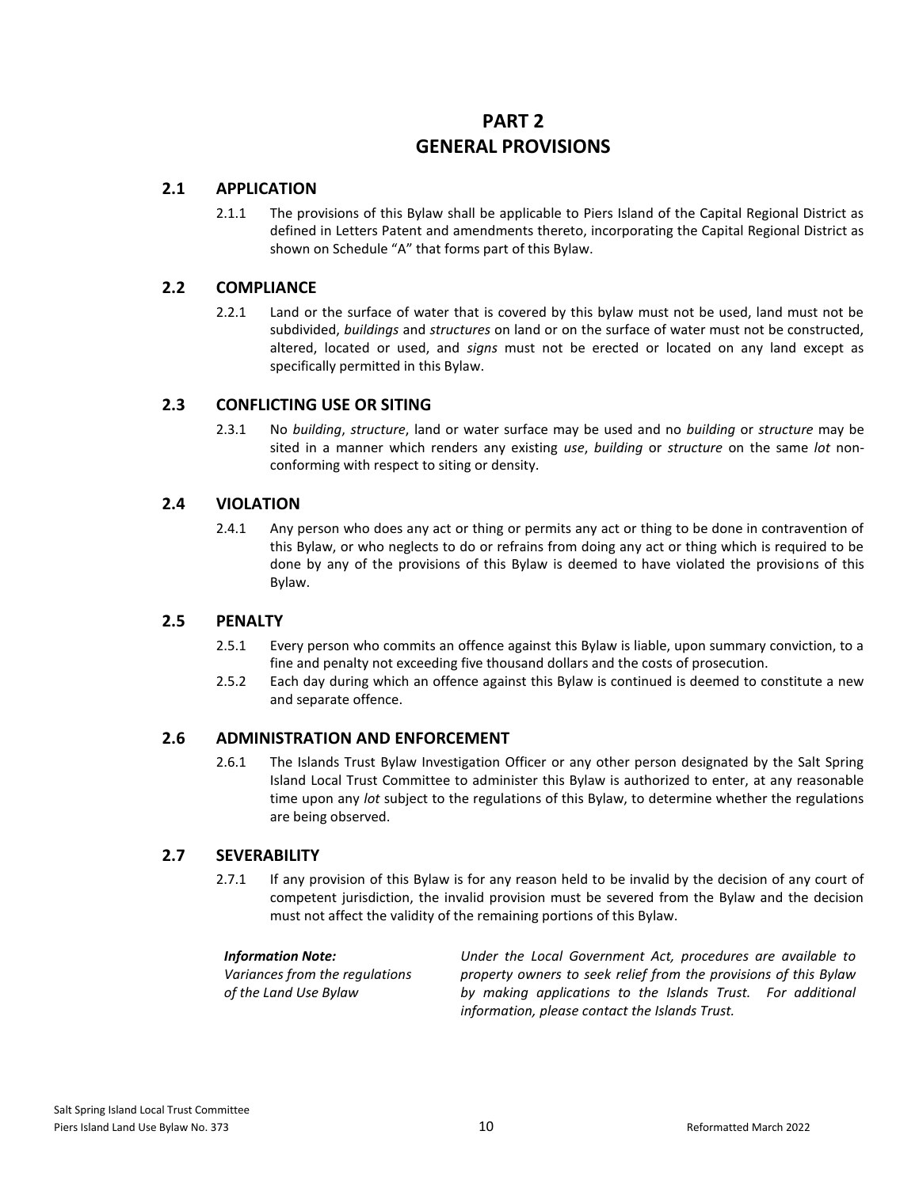# PART 2
# GENERAL PROVISIONS

## 2.1 APPLICATION

2.1.1 The provisions of this Bylaw shall be applicable to Piers Island of the Capital Regional District as defined in Letters Patent and amendments thereto, incorporating the Capital Regional District as shown on Schedule "A" that forms part of this Bylaw.

## 2.2 COMPLIANCE

2.2.1 Land or the surface of water that is covered by this bylaw must not be used, land must not be subdivided, *buildings* and *structures* on land or on the surface of water must not be constructed, altered, located or used, and *signs* must not be erected or located on any land except as specifically permitted in this Bylaw.

## 2.3 CONFLICTING USE OR SITING

2.3.1 No *building*, *structure*, land or water surface may be used and no *building* or *structure* may be sited in a manner which renders any existing *use*, *building* or *structure* on the same *lot* non-conforming with respect to siting or density.

## 2.4 VIOLATION

2.4.1 Any person who does any act or thing or permits any act or thing to be done in contravention of this Bylaw, or who neglects to do or refrains from doing any act or thing which is required to be done by any of the provisions of this Bylaw is deemed to have violated the provisions of this Bylaw.

## 2.5 PENALTY

2.5.1 Every person who commits an offence against this Bylaw is liable, upon summary conviction, to a fine and penalty not exceeding five thousand dollars and the costs of prosecution.

2.5.2 Each day during which an offence against this Bylaw is continued is deemed to constitute a new and separate offence.

## 2.6 ADMINISTRATION AND ENFORCEMENT

2.6.1 The Islands Trust Bylaw Investigation Officer or any other person designated by the Salt Spring Island Local Trust Committee to administer this Bylaw is authorized to enter, at any reasonable time upon any *lot* subject to the regulations of this Bylaw, to determine whether the regulations are being observed.

## 2.7 SEVERABILITY

2.7.1 If any provision of this Bylaw is for any reason held to be invalid by the decision of any court of competent jurisdiction, the invalid provision must be severed from the Bylaw and the decision must not affect the validity of the remaining portions of this Bylaw.

***Information Note:*** *Variances from the regulations of the Land Use Bylaw*

*Under the Local Government Act, procedures are available to property owners to seek relief from the provisions of this Bylaw by making applications to the Islands Trust. For additional information, please contact the Islands Trust.*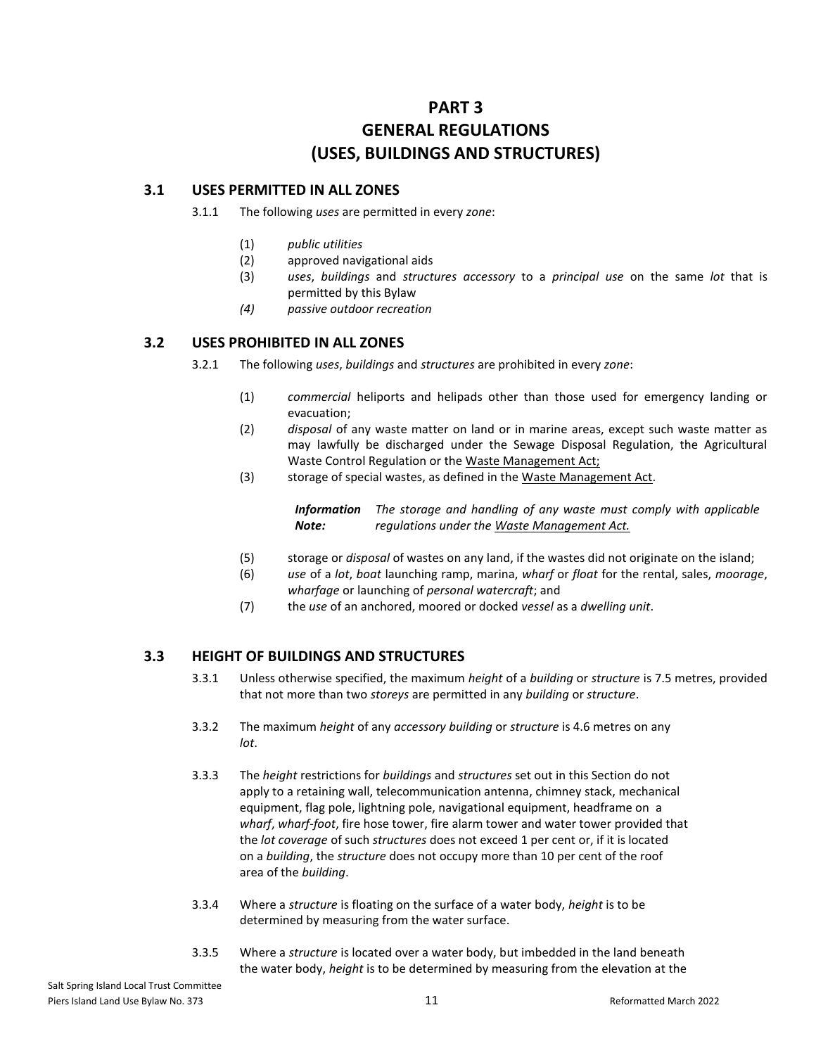# PART 3
# GENERAL REGULATIONS
# (USES, BUILDINGS AND STRUCTURES)

## 3.1 USES PERMITTED IN ALL ZONES

3.1.1 The following *uses* are permitted in every *zone*:

(1) *public utilities*

(2) approved navigational aids

(3) *uses*, *buildings* and *structures accessory* to a *principal use* on the same *lot* that is permitted by this Bylaw

*(4) passive outdoor recreation*

## 3.2 USES PROHIBITED IN ALL ZONES

3.2.1 The following *uses*, *buildings* and *structures* are prohibited in every *zone*:

(1) *commercial* heliports and helipads other than those used for emergency landing or evacuation;

(2) *disposal* of any waste matter on land or in marine areas, except such waste matter as may lawfully be discharged under the Sewage Disposal Regulation, the Agricultural Waste Control Regulation or the Waste Management Act;

(3) storage of special wastes, as defined in the Waste Management Act.

> ***Information Note:*** *The storage and handling of any waste must comply with applicable regulations under the Waste Management Act.*

(5) storage or *disposal* of wastes on any land, if the wastes did not originate on the island;

(6) *use* of a *lot*, *boat* launching ramp, marina, *wharf* or *float* for the rental, sales, *moorage*, *wharfage* or launching of *personal watercraft*; and

(7) the *use* of an anchored, moored or docked *vessel* as a *dwelling unit*.

## 3.3 HEIGHT OF BUILDINGS AND STRUCTURES

3.3.1 Unless otherwise specified, the maximum *height* of a *building* or *structure* is 7.5 metres, provided that not more than two *storeys* are permitted in any *building* or *structure*.

3.3.2 The maximum *height* of any *accessory building* or *structure* is 4.6 metres on any *lot*.

3.3.3 The *height* restrictions for *buildings* and *structures* set out in this Section do not apply to a retaining wall, telecommunication antenna, chimney stack, mechanical equipment, flag pole, lightning pole, navigational equipment, headframe on a *wharf*, *wharf-foot*, fire hose tower, fire alarm tower and water tower provided that the *lot coverage* of such *structures* does not exceed 1 per cent or, if it is located on a *building*, the *structure* does not occupy more than 10 per cent of the roof area of the *building*.

3.3.4 Where a *structure* is floating on the surface of a water body, *height* is to be determined by measuring from the water surface.

3.3.5 Where a *structure* is located over a water body, but imbedded in the land beneath the water body, *height* is to be determined by measuring from the elevation at the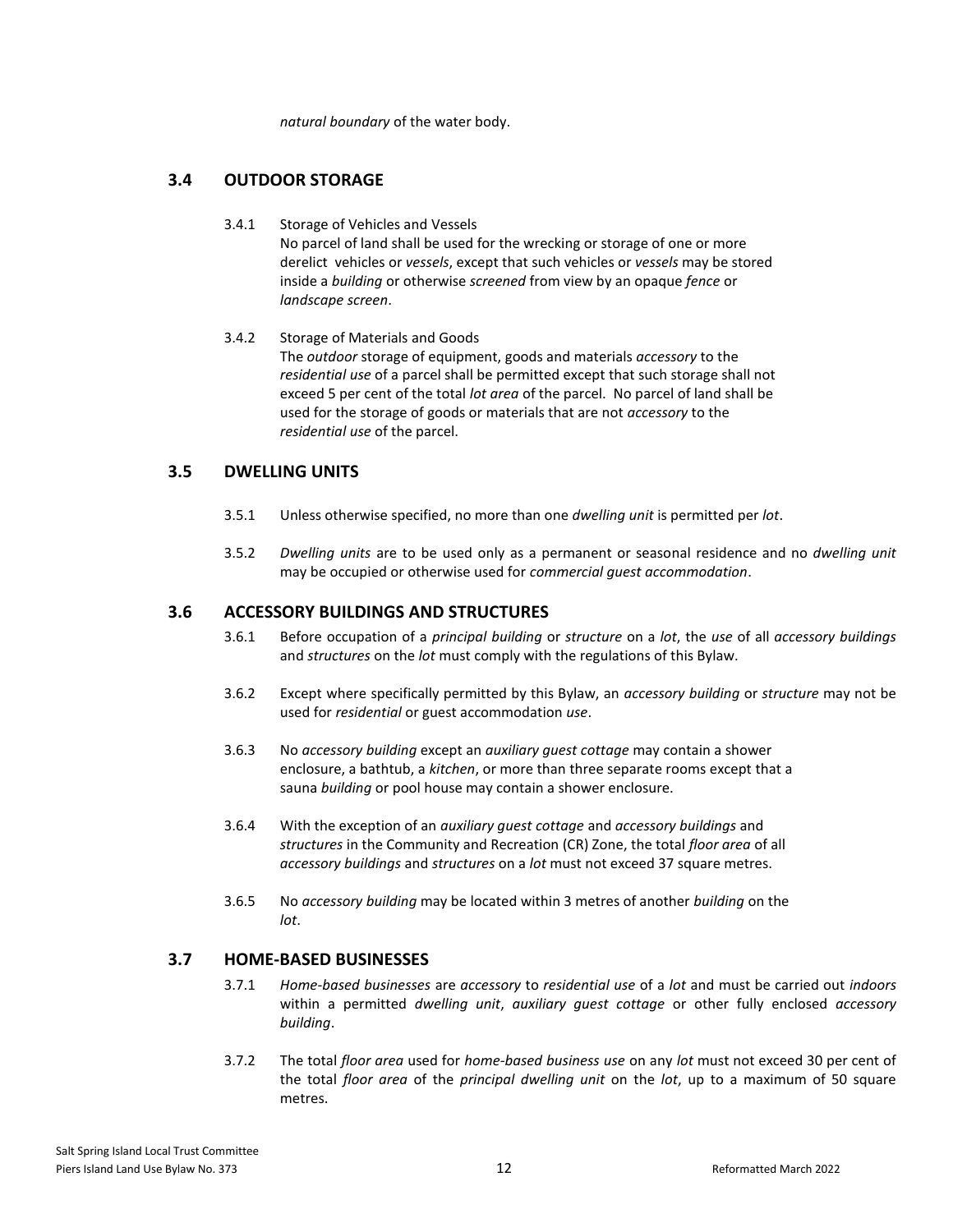*natural boundary* of the water body.

## 3.4 OUTDOOR STORAGE

3.4.1 Storage of Vehicles and Vessels
No parcel of land shall be used for the wrecking or storage of one or more derelict vehicles or *vessels*, except that such vehicles or *vessels* may be stored inside a *building* or otherwise *screened* from view by an opaque *fence* or *landscape screen*.

3.4.2 Storage of Materials and Goods
The *outdoor* storage of equipment, goods and materials *accessory* to the *residential use* of a parcel shall be permitted except that such storage shall not exceed 5 per cent of the total *lot area* of the parcel. No parcel of land shall be used for the storage of goods or materials that are not *accessory* to the *residential use* of the parcel.

## 3.5 DWELLING UNITS

3.5.1 Unless otherwise specified, no more than one *dwelling unit* is permitted per *lot*.

3.5.2 *Dwelling units* are to be used only as a permanent or seasonal residence and no *dwelling unit* may be occupied or otherwise used for *commercial guest accommodation*.

## 3.6 ACCESSORY BUILDINGS AND STRUCTURES

3.6.1 Before occupation of a *principal building* or *structure* on a *lot*, the *use* of all *accessory buildings* and *structures* on the *lot* must comply with the regulations of this Bylaw.

3.6.2 Except where specifically permitted by this Bylaw, an *accessory building* or *structure* may not be used for *residential* or guest accommodation *use*.

3.6.3 No *accessory building* except an *auxiliary guest cottage* may contain a shower enclosure, a bathtub, a *kitchen*, or more than three separate rooms except that a sauna *building* or pool house may contain a shower enclosure.

3.6.4 With the exception of an *auxiliary guest cottage* and *accessory buildings* and *structures* in the Community and Recreation (CR) Zone, the total *floor area* of all *accessory buildings* and *structures* on a *lot* must not exceed 37 square metres.

3.6.5 No *accessory building* may be located within 3 metres of another *building* on the *lot*.

## 3.7 HOME-BASED BUSINESSES

3.7.1 *Home-based businesses* are *accessory* to *residential use* of a *lot* and must be carried out *indoors* within a permitted *dwelling unit*, *auxiliary guest cottage* or other fully enclosed *accessory building*.

3.7.2 The total *floor area* used for *home-based business use* on any *lot* must not exceed 30 per cent of the total *floor area* of the *principal dwelling unit* on the *lot*, up to a maximum of 50 square metres.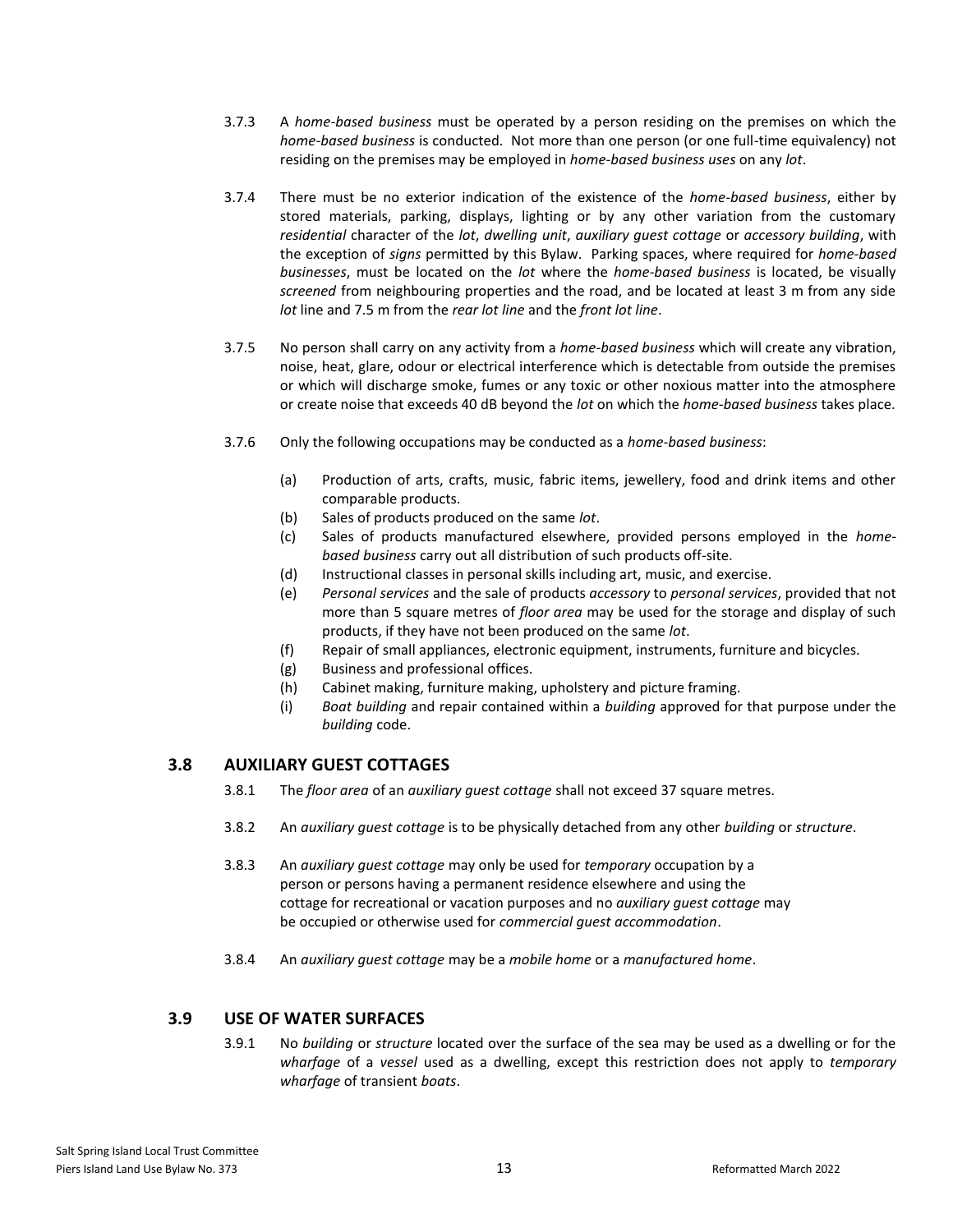3.7.3 A *home-based business* must be operated by a person residing on the premises on which the *home-based business* is conducted. Not more than one person (or one full-time equivalency) not residing on the premises may be employed in *home-based business uses* on any *lot*.

3.7.4 There must be no exterior indication of the existence of the *home-based business*, either by stored materials, parking, displays, lighting or by any other variation from the customary *residential* character of the *lot*, *dwelling unit*, *auxiliary guest cottage* or *accessory building*, with the exception of *signs* permitted by this Bylaw. Parking spaces, where required for *home-based businesses*, must be located on the *lot* where the *home-based business* is located, be visually *screened* from neighbouring properties and the road, and be located at least 3 m from any side *lot* line and 7.5 m from the *rear lot line* and the *front lot line*.

3.7.5 No person shall carry on any activity from a *home-based business* which will create any vibration, noise, heat, glare, odour or electrical interference which is detectable from outside the premises or which will discharge smoke, fumes or any toxic or other noxious matter into the atmosphere or create noise that exceeds 40 dB beyond the *lot* on which the *home-based business* takes place.

3.7.6 Only the following occupations may be conducted as a *home-based business*:

(a) Production of arts, crafts, music, fabric items, jewellery, food and drink items and other comparable products.
(b) Sales of products produced on the same *lot*.
(c) Sales of products manufactured elsewhere, provided persons employed in the *home-based business* carry out all distribution of such products off-site.
(d) Instructional classes in personal skills including art, music, and exercise.
(e) *Personal services* and the sale of products *accessory* to *personal services*, provided that not more than 5 square metres of *floor area* may be used for the storage and display of such products, if they have not been produced on the same *lot*.
(f) Repair of small appliances, electronic equipment, instruments, furniture and bicycles.
(g) Business and professional offices.
(h) Cabinet making, furniture making, upholstery and picture framing.
(i) *Boat building* and repair contained within a *building* approved for that purpose under the *building* code.

## 3.8 AUXILIARY GUEST COTTAGES

3.8.1 The *floor area* of an *auxiliary guest cottage* shall not exceed 37 square metres.

3.8.2 An *auxiliary guest cottage* is to be physically detached from any other *building* or *structure*.

3.8.3 An *auxiliary guest cottage* may only be used for *temporary* occupation by a person or persons having a permanent residence elsewhere and using the cottage for recreational or vacation purposes and no *auxiliary guest cottage* may be occupied or otherwise used for *commercial guest accommodation*.

3.8.4 An *auxiliary guest cottage* may be a *mobile home* or a *manufactured home*.

## 3.9 USE OF WATER SURFACES

3.9.1 No *building* or *structure* located over the surface of the sea may be used as a dwelling or for the *wharfage* of a *vessel* used as a dwelling, except this restriction does not apply to *temporary wharfage* of transient *boats*.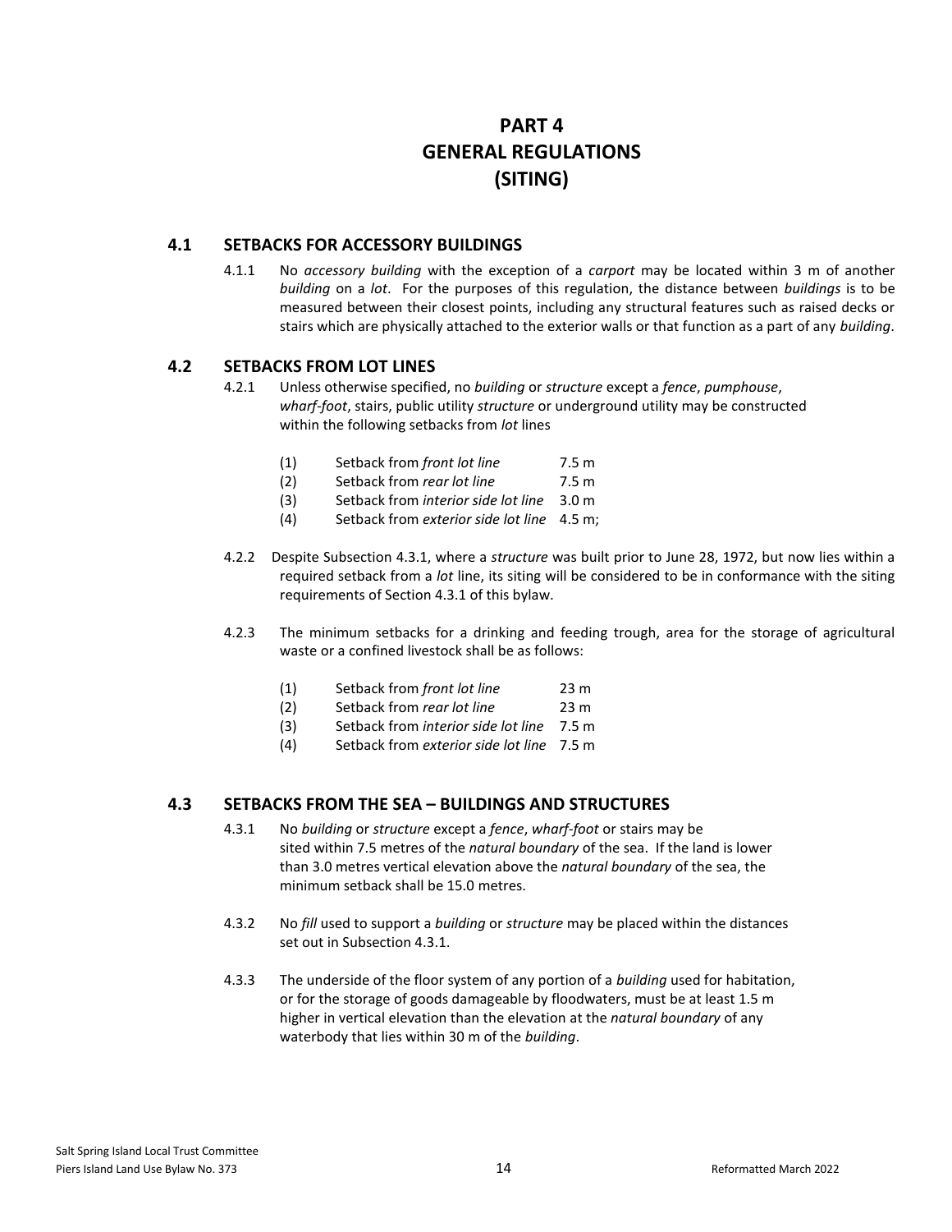# PART 4
# GENERAL REGULATIONS
# (SITING)

## 4.1 SETBACKS FOR ACCESSORY BUILDINGS

4.1.1 No *accessory building* with the exception of a *carport* may be located within 3 m of another *building* on a *lot*. For the purposes of this regulation, the distance between *buildings* is to be measured between their closest points, including any structural features such as raised decks or stairs which are physically attached to the exterior walls or that function as a part of any *building*.

## 4.2 SETBACKS FROM LOT LINES

4.2.1 Unless otherwise specified, no *building* or *structure* except a *fence*, *pumphouse*, *wharf-foot*, stairs, public utility *structure* or underground utility may be constructed within the following setbacks from *lot* lines

| | | |
|---|---|---|
| (1) | Setback from *front lot line* | 7.5 m |
| (2) | Setback from *rear lot line* | 7.5 m |
| (3) | Setback from *interior side lot line* | 3.0 m |
| (4) | Setback from *exterior side lot line* | 4.5 m; |

4.2.2 Despite Subsection 4.3.1, where a *structure* was built prior to June 28, 1972, but now lies within a required setback from a *lot* line, its siting will be considered to be in conformance with the siting requirements of Section 4.3.1 of this bylaw.

4.2.3 The minimum setbacks for a drinking and feeding trough, area for the storage of agricultural waste or a confined livestock shall be as follows:

| | | |
|---|---|---|
| (1) | Setback from *front lot line* | 23 m |
| (2) | Setback from *rear lot line* | 23 m |
| (3) | Setback from *interior side lot line* | 7.5 m |
| (4) | Setback from *exterior side lot line* | 7.5 m |

## 4.3 SETBACKS FROM THE SEA – BUILDINGS AND STRUCTURES

4.3.1 No *building* or *structure* except a *fence*, *wharf-foot* or stairs may be sited within 7.5 metres of the *natural boundary* of the sea. If the land is lower than 3.0 metres vertical elevation above the *natural boundary* of the sea, the minimum setback shall be 15.0 metres.

4.3.2 No *fill* used to support a *building* or *structure* may be placed within the distances set out in Subsection 4.3.1.

4.3.3 The underside of the floor system of any portion of a *building* used for habitation, or for the storage of goods damageable by floodwaters, must be at least 1.5 m higher in vertical elevation than the elevation at the *natural boundary* of any waterbody that lies within 30 m of the *building*.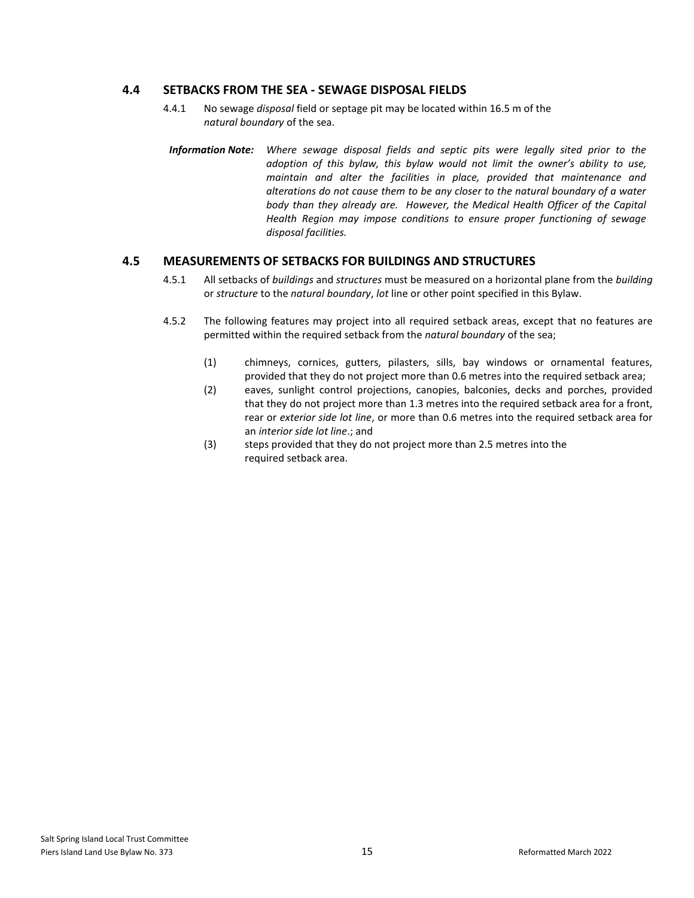## 4.4 SETBACKS FROM THE SEA - SEWAGE DISPOSAL FIELDS

4.4.1 No sewage *disposal* field or septage pit may be located within 16.5 m of the *natural boundary* of the sea.

***Information Note:*** *Where sewage disposal fields and septic pits were legally sited prior to the adoption of this bylaw, this bylaw would not limit the owner's ability to use, maintain and alter the facilities in place, provided that maintenance and alterations do not cause them to be any closer to the natural boundary of a water body than they already are. However, the Medical Health Officer of the Capital Health Region may impose conditions to ensure proper functioning of sewage disposal facilities.*

## 4.5 MEASUREMENTS OF SETBACKS FOR BUILDINGS AND STRUCTURES

4.5.1 All setbacks of *buildings* and *structures* must be measured on a horizontal plane from the *building* or *structure* to the *natural boundary*, *lot* line or other point specified in this Bylaw.

4.5.2 The following features may project into all required setback areas, except that no features are permitted within the required setback from the *natural boundary* of the sea;

(1) chimneys, cornices, gutters, pilasters, sills, bay windows or ornamental features, provided that they do not project more than 0.6 metres into the required setback area;

(2) eaves, sunlight control projections, canopies, balconies, decks and porches, provided that they do not project more than 1.3 metres into the required setback area for a front, rear or *exterior side lot line*, or more than 0.6 metres into the required setback area for an *interior side lot line*.; and

(3) steps provided that they do not project more than 2.5 metres into the required setback area.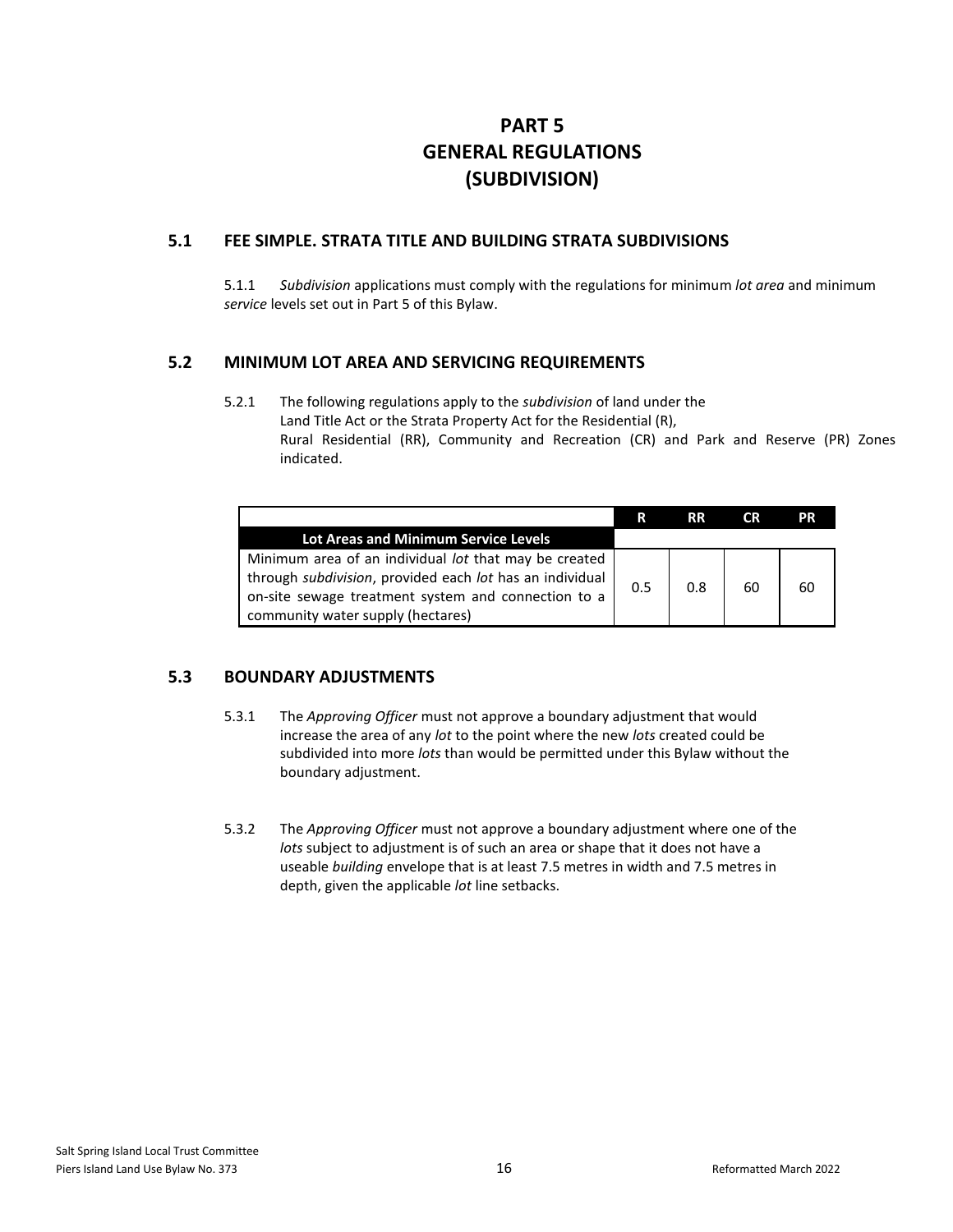# PART 5
# GENERAL REGULATIONS
# (SUBDIVISION)

## 5.1 FEE SIMPLE. STRATA TITLE AND BUILDING STRATA SUBDIVISIONS

5.1.1 *Subdivision* applications must comply with the regulations for minimum *lot area* and minimum *service* levels set out in Part 5 of this Bylaw.

## 5.2 MINIMUM LOT AREA AND SERVICING REQUIREMENTS

5.2.1 The following regulations apply to the *subdivision* of land under the Land Title Act or the Strata Property Act for the Residential (R), Rural Residential (RR), Community and Recreation (CR) and Park and Reserve (PR) Zones indicated.

| Lot Areas and Minimum Service Levels | R | RR | CR | PR |
|---|---|---|---|---|
| Minimum area of an individual *lot* that may be created through *subdivision*, provided each *lot* has an individual on-site sewage treatment system and connection to a community water supply (hectares) | 0.5 | 0.8 | 60 | 60 |

## 5.3 BOUNDARY ADJUSTMENTS

5.3.1 The *Approving Officer* must not approve a boundary adjustment that would increase the area of any *lot* to the point where the new *lots* created could be subdivided into more *lots* than would be permitted under this Bylaw without the boundary adjustment.

5.3.2 The *Approving Officer* must not approve a boundary adjustment where one of the *lots* subject to adjustment is of such an area or shape that it does not have a useable *building* envelope that is at least 7.5 metres in width and 7.5 metres in depth, given the applicable *lot* line setbacks.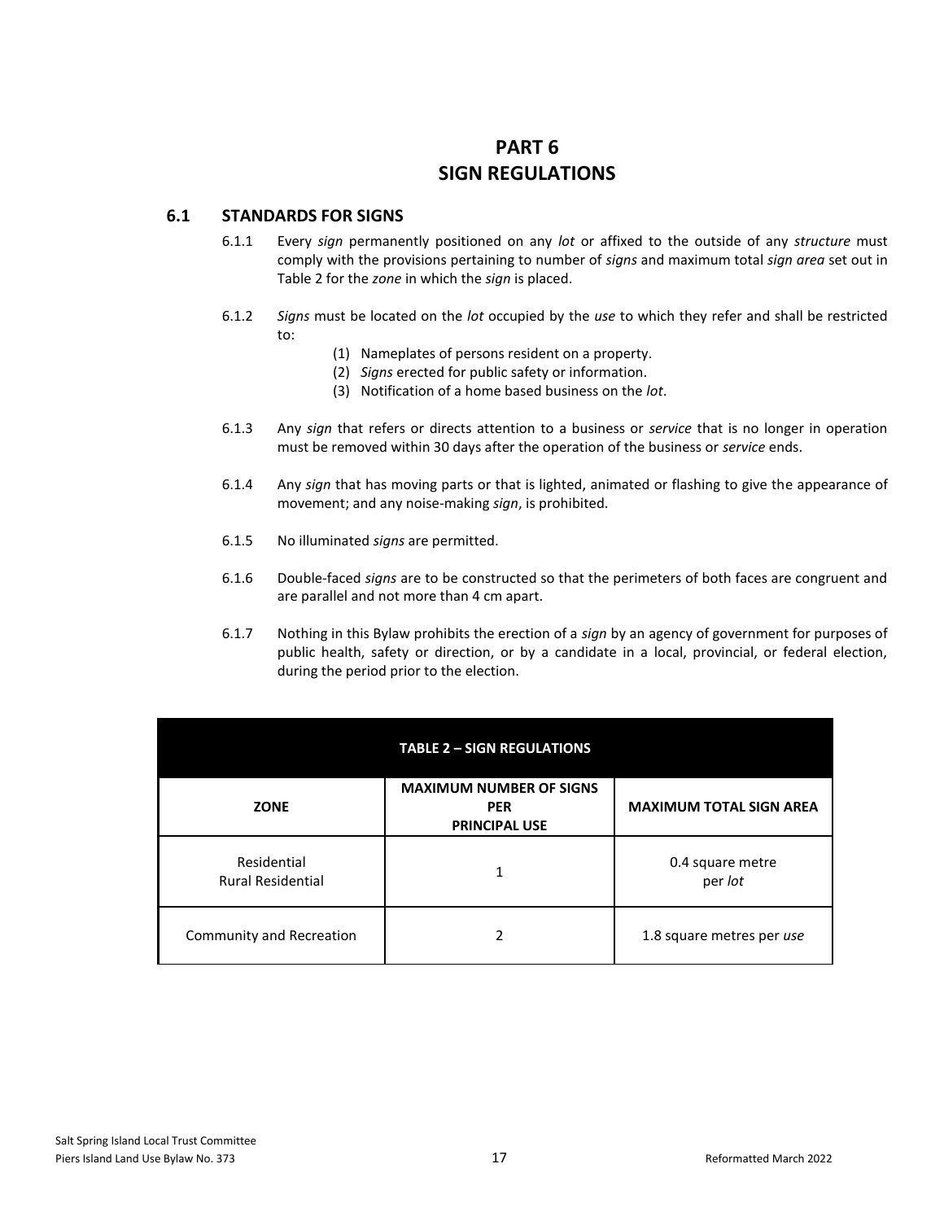# PART 6
# SIGN REGULATIONS

## 6.1 STANDARDS FOR SIGNS

6.1.1 Every *sign* permanently positioned on any *lot* or affixed to the outside of any *structure* must comply with the provisions pertaining to number of *signs* and maximum total *sign area* set out in Table 2 for the *zone* in which the *sign* is placed.

6.1.2 *Signs* must be located on the *lot* occupied by the *use* to which they refer and shall be restricted to:

(1) Nameplates of persons resident on a property.
(2) *Signs* erected for public safety or information.
(3) Notification of a home based business on the *lot*.

6.1.3 Any *sign* that refers or directs attention to a business or *service* that is no longer in operation must be removed within 30 days after the operation of the business or *service* ends.

6.1.4 Any *sign* that has moving parts or that is lighted, animated or flashing to give the appearance of movement; and any noise-making *sign*, is prohibited.

6.1.5 No illuminated *signs* are permitted.

6.1.6 Double-faced *signs* are to be constructed so that the perimeters of both faces are congruent and are parallel and not more than 4 cm apart.

6.1.7 Nothing in this Bylaw prohibits the erection of a *sign* by an agency of government for purposes of public health, safety or direction, or by a candidate in a local, provincial, or federal election, during the period prior to the election.

**TABLE 2 – SIGN REGULATIONS**

| ZONE | MAXIMUM NUMBER OF SIGNS PER PRINCIPAL USE | MAXIMUM TOTAL SIGN AREA |
| --- | --- | --- |
| Residential<br>Rural Residential | 1 | 0.4 square metre per *lot* |
| Community and Recreation | 2 | 1.8 square metres per *use* |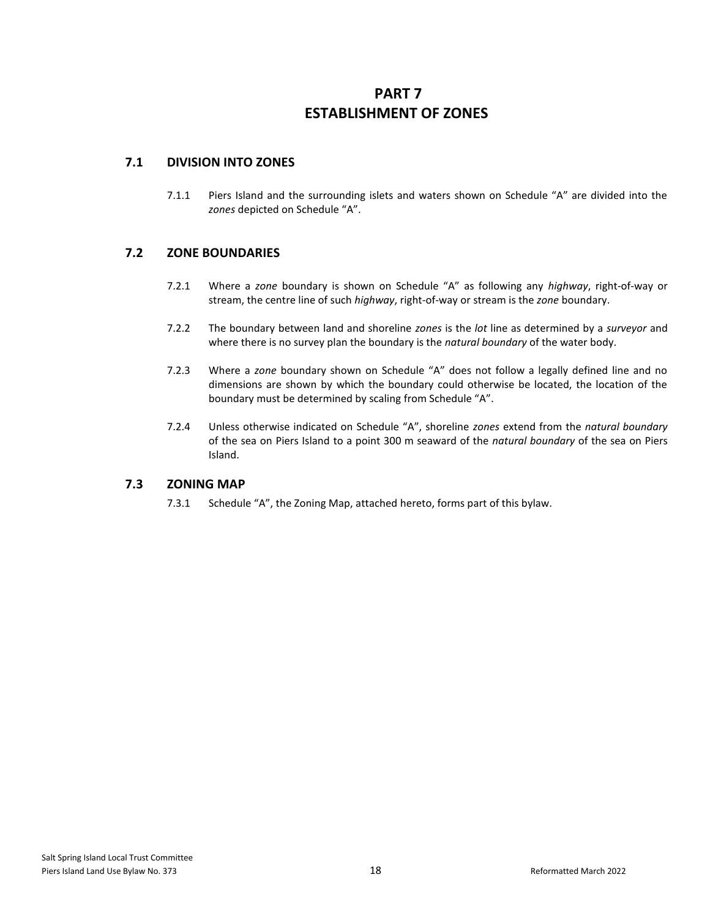# PART 7
# ESTABLISHMENT OF ZONES

## 7.1 DIVISION INTO ZONES

7.1.1 Piers Island and the surrounding islets and waters shown on Schedule "A" are divided into the *zones* depicted on Schedule "A".

## 7.2 ZONE BOUNDARIES

7.2.1 Where a *zone* boundary is shown on Schedule "A" as following any *highway*, right-of-way or stream, the centre line of such *highway*, right-of-way or stream is the *zone* boundary.

7.2.2 The boundary between land and shoreline *zones* is the *lot* line as determined by a *surveyor* and where there is no survey plan the boundary is the *natural boundary* of the water body.

7.2.3 Where a *zone* boundary shown on Schedule "A" does not follow a legally defined line and no dimensions are shown by which the boundary could otherwise be located, the location of the boundary must be determined by scaling from Schedule "A".

7.2.4 Unless otherwise indicated on Schedule "A", shoreline *zones* extend from the *natural boundary* of the sea on Piers Island to a point 300 m seaward of the *natural boundary* of the sea on Piers Island.

## 7.3 ZONING MAP

7.3.1 Schedule "A", the Zoning Map, attached hereto, forms part of this bylaw.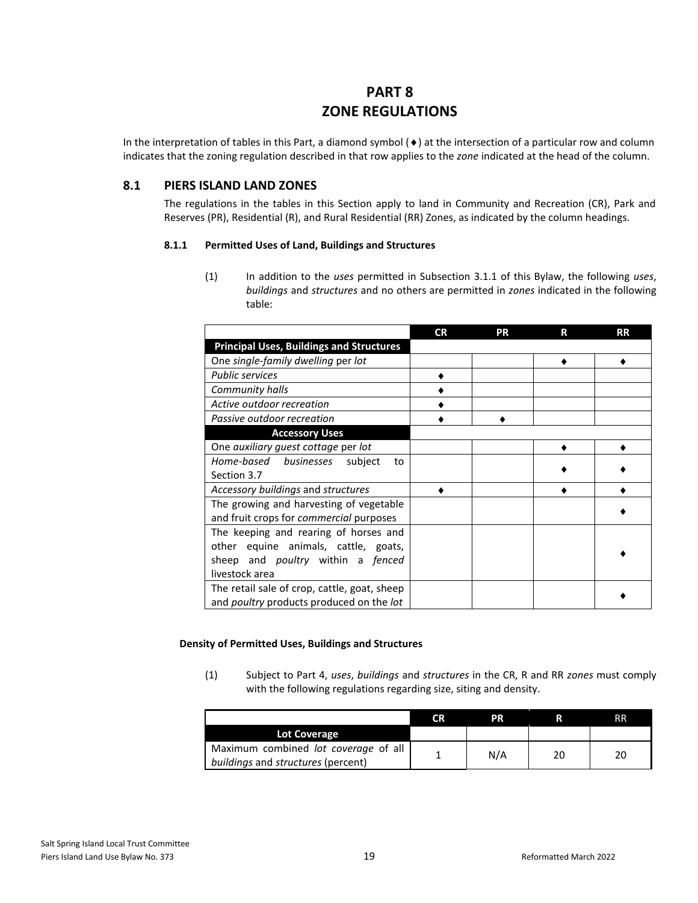# PART 8
# ZONE REGULATIONS

In the interpretation of tables in this Part, a diamond symbol (♦) at the intersection of a particular row and column indicates that the zoning regulation described in that row applies to the *zone* indicated at the head of the column.

## 8.1 PIERS ISLAND LAND ZONES

The regulations in the tables in this Section apply to land in Community and Recreation (CR), Park and Reserves (PR), Residential (R), and Rural Residential (RR) Zones, as indicated by the column headings.

### 8.1.1 Permitted Uses of Land, Buildings and Structures

(1) In addition to the *uses* permitted in Subsection 3.1.1 of this Bylaw, the following *uses*, *buildings* and *structures* and no others are permitted in *zones* indicated in the following table:

| | CR | PR | R | RR |
|---|---|---|---|---|
| **Principal Uses, Buildings and Structures** | | | | |
| One *single-family dwelling* per *lot* | | | ♦ | ♦ |
| *Public services* | ♦ | | | |
| *Community halls* | ♦ | | | |
| *Active outdoor recreation* | ♦ | | | |
| *Passive outdoor recreation* | ♦ | ♦ | | |
| **Accessory Uses** | | | | |
| One *auxiliary guest cottage* per *lot* | | | ♦ | ♦ |
| *Home-based businesses* subject to Section 3.7 | | | ♦ | ♦ |
| *Accessory buildings* and *structures* | ♦ | | ♦ | ♦ |
| The growing and harvesting of vegetable and fruit crops for *commercial* purposes | | | | ♦ |
| The keeping and rearing of horses and other equine animals, cattle, goats, sheep and *poultry* within a *fenced* livestock area | | | | ♦ |
| The retail sale of crop, cattle, goat, sheep and *poultry* products produced on the *lot* | | | | ♦ |

**Density of Permitted Uses, Buildings and Structures**

(1) Subject to Part 4, *uses*, *buildings* and *structures* in the CR, R and RR *zones* must comply with the following regulations regarding size, siting and density.

| | CR | PR | R | RR |
|---|---|---|---|---|
| **Lot Coverage** | | | | |
| Maximum combined *lot coverage* of all *buildings* and *structures* (percent) | 1 | N/A | 20 | 20 |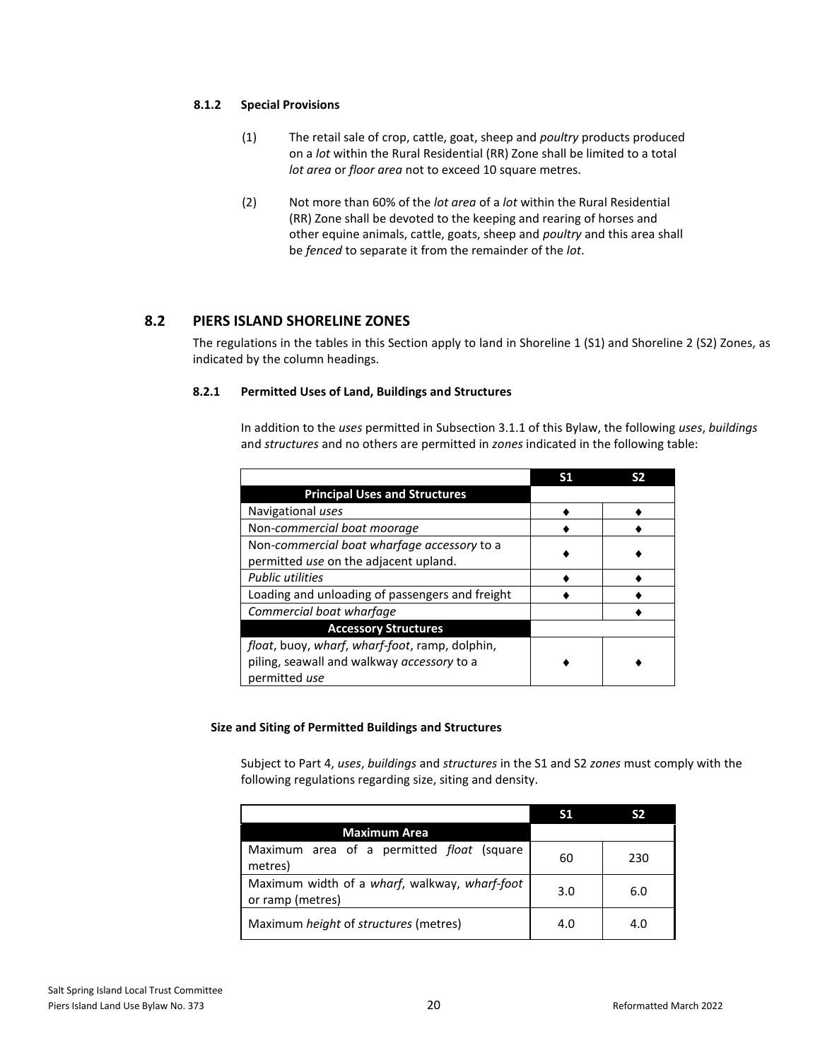#### 8.1.2 Special Provisions

(1) The retail sale of crop, cattle, goat, sheep and *poultry* products produced on a *lot* within the Rural Residential (RR) Zone shall be limited to a total *lot area* or *floor area* not to exceed 10 square metres.

(2) Not more than 60% of the *lot area* of a *lot* within the Rural Residential (RR) Zone shall be devoted to the keeping and rearing of horses and other equine animals, cattle, goats, sheep and *poultry* and this area shall be *fenced* to separate it from the remainder of the *lot*.

## 8.2 PIERS ISLAND SHORELINE ZONES

The regulations in the tables in this Section apply to land in Shoreline 1 (S1) and Shoreline 2 (S2) Zones, as indicated by the column headings.

#### 8.2.1 Permitted Uses of Land, Buildings and Structures

In addition to the *uses* permitted in Subsection 3.1.1 of this Bylaw, the following *uses*, *buildings* and *structures* and no others are permitted in *zones* indicated in the following table:

| | S1 | S2 |
|---|---|---|
| **Principal Uses and Structures** | | |
| Navigational *uses* | ♦ | ♦ |
| Non-*commercial boat moorage* | ♦ | ♦ |
| Non-*commercial boat wharfage accessory* to a permitted *use* on the adjacent upland. | ♦ | ♦ |
| *Public utilities* | ♦ | ♦ |
| Loading and unloading of passengers and freight | ♦ | ♦ |
| *Commercial boat wharfage* | | ♦ |
| **Accessory Structures** | | |
| *float*, buoy, *wharf*, *wharf-foot*, ramp, dolphin, piling, seawall and walkway *accessory* to a permitted *use* | ♦ | ♦ |

#### Size and Siting of Permitted Buildings and Structures

Subject to Part 4, *uses*, *buildings* and *structures* in the S1 and S2 *zones* must comply with the following regulations regarding size, siting and density.

| | S1 | S2 |
|---|---|---|
| **Maximum Area** | | |
| Maximum area of a permitted *float* (square metres) | 60 | 230 |
| Maximum width of a *wharf*, walkway, *wharf-foot* or ramp (metres) | 3.0 | 6.0 |
| Maximum *height* of *structures* (metres) | 4.0 | 4.0 |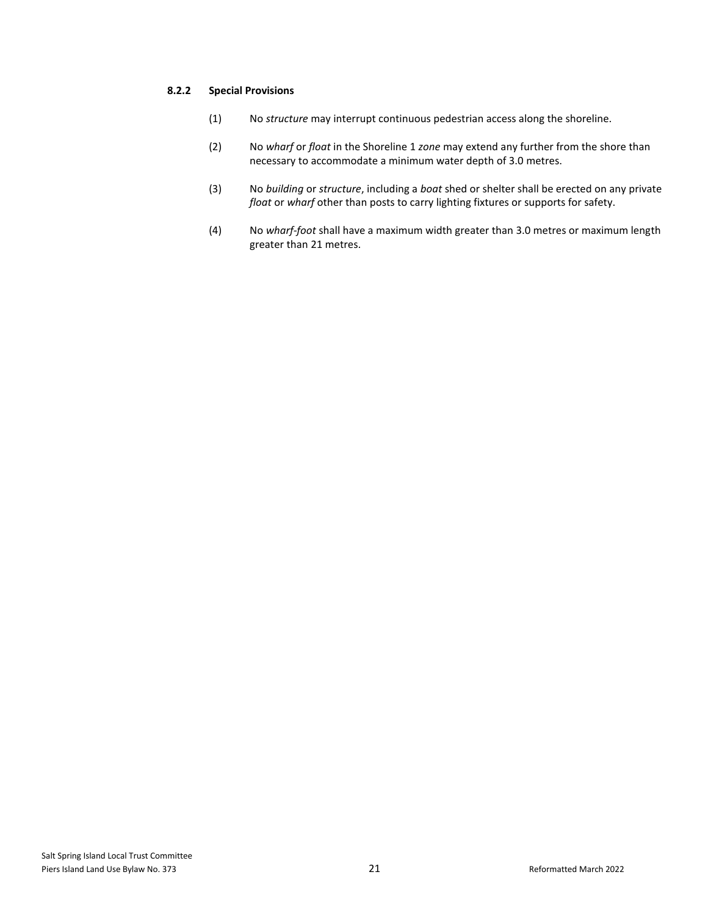#### 8.2.2 Special Provisions

(1) No *structure* may interrupt continuous pedestrian access along the shoreline.

(2) No *wharf* or *float* in the Shoreline 1 *zone* may extend any further from the shore than necessary to accommodate a minimum water depth of 3.0 metres.

(3) No *building* or *structure*, including a *boat* shed or shelter shall be erected on any private *float* or *wharf* other than posts to carry lighting fixtures or supports for safety.

(4) No *wharf-foot* shall have a maximum width greater than 3.0 metres or maximum length greater than 21 metres.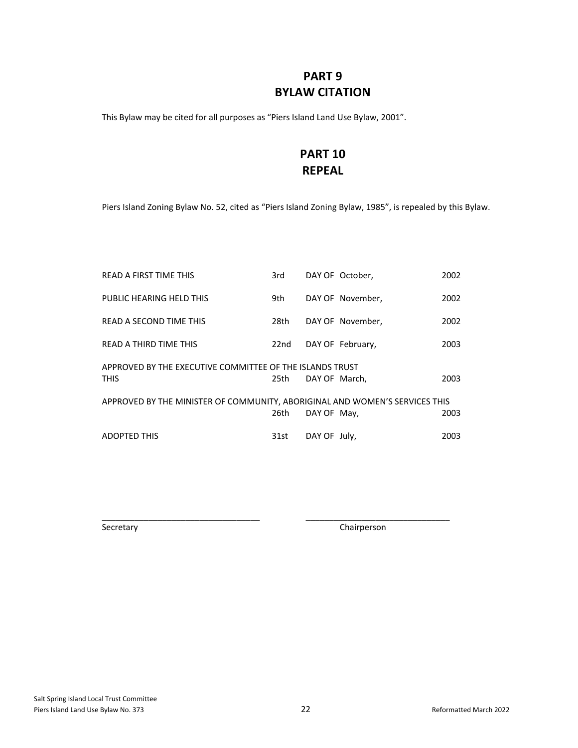# PART 9
# BYLAW CITATION

This Bylaw may be cited for all purposes as "Piers Island Land Use Bylaw, 2001".

# PART 10
# REPEAL

Piers Island Zoning Bylaw No. 52, cited as "Piers Island Zoning Bylaw, 1985", is repealed by this Bylaw.

READ A FIRST TIME THIS 3rd DAY OF October, 2002

PUBLIC HEARING HELD THIS 9th DAY OF November, 2002

READ A SECOND TIME THIS 28th DAY OF November, 2002

READ A THIRD TIME THIS 22nd DAY OF February, 2003

APPROVED BY THE EXECUTIVE COMMITTEE OF THE ISLANDS TRUST THIS 25th DAY OF March, 2003

APPROVED BY THE MINISTER OF COMMUNITY, ABORIGINAL AND WOMEN'S SERVICES THIS 26th DAY OF May, 2003

ADOPTED THIS 31st DAY OF July, 2003

\_\_\_\_\_\_\_\_\_\_\_\_\_\_\_\_\_\_\_\_\_\_\_\_\_\_\_\_\_\_\_\_\_
Secretary

\_\_\_\_\_\_\_\_\_\_\_\_\_\_\_\_\_\_\_\_\_\_\_\_\_\_\_\_\_\_\_\_\_
Chairperson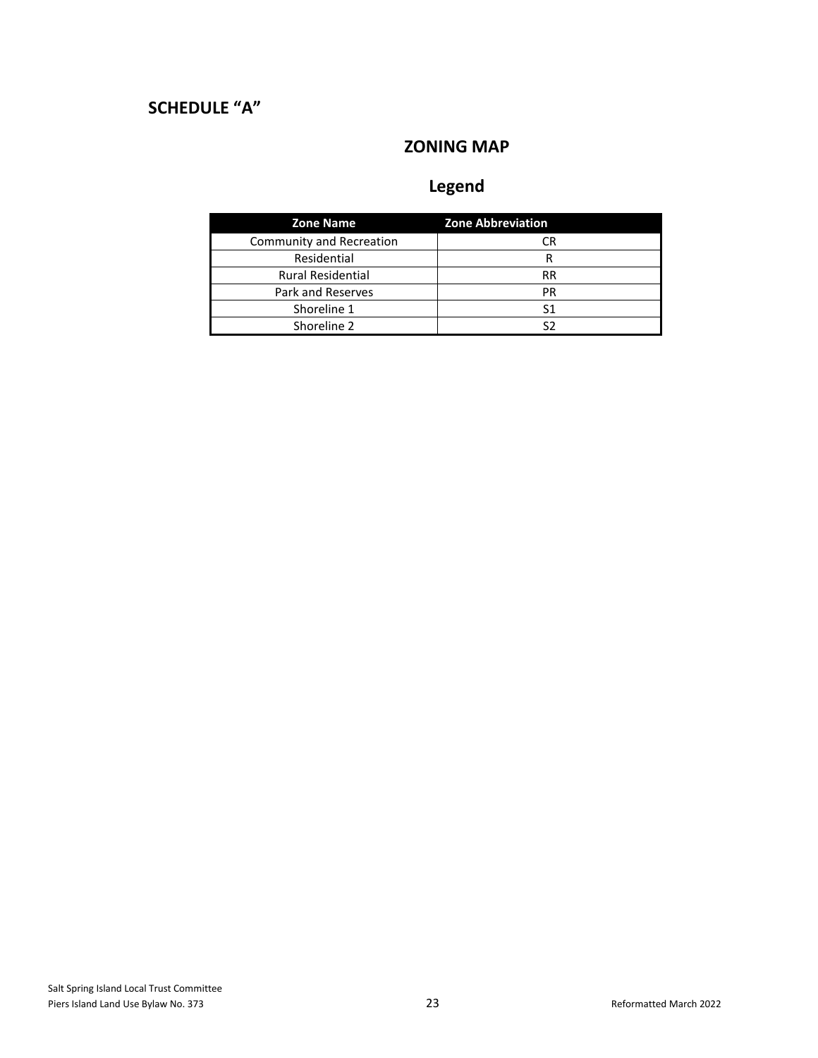# SCHEDULE "A"

## ZONING MAP

## Legend

| Zone Name | Zone Abbreviation |
| --- | --- |
| Community and Recreation | CR |
| Residential | R |
| Rural Residential | RR |
| Park and Reserves | PR |
| Shoreline 1 | S1 |
| Shoreline 2 | S2 |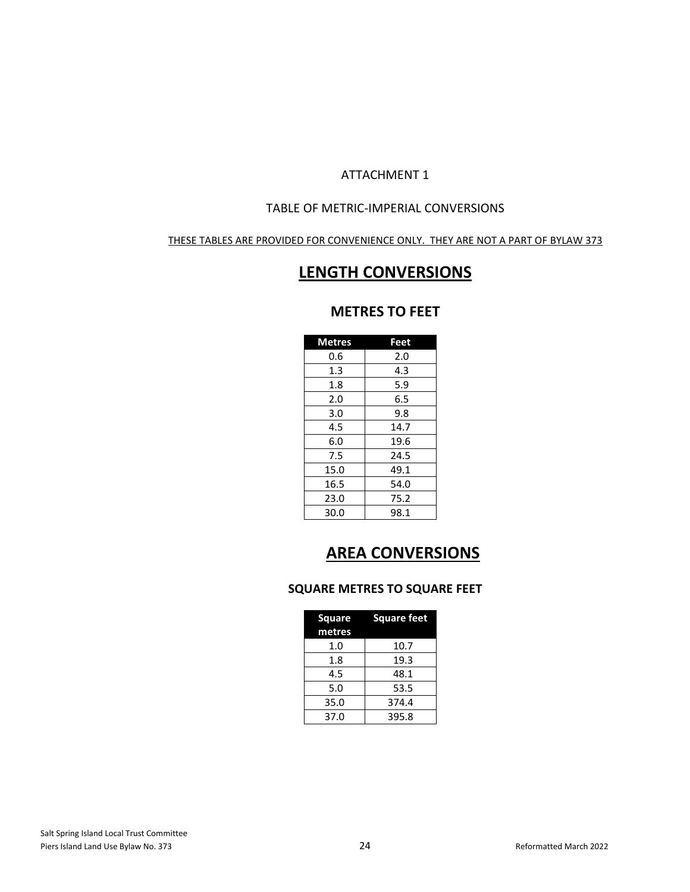ATTACHMENT 1

TABLE OF METRIC-IMPERIAL CONVERSIONS

<u>THESE TABLES ARE PROVIDED FOR CONVENIENCE ONLY. THEY ARE NOT A PART OF BYLAW 373</u>

# LENGTH CONVERSIONS

## METRES TO FEET

| Metres | Feet |
|---|---|
| 0.6 | 2.0 |
| 1.3 | 4.3 |
| 1.8 | 5.9 |
| 2.0 | 6.5 |
| 3.0 | 9.8 |
| 4.5 | 14.7 |
| 6.0 | 19.6 |
| 7.5 | 24.5 |
| 15.0 | 49.1 |
| 16.5 | 54.0 |
| 23.0 | 75.2 |
| 30.0 | 98.1 |

# AREA CONVERSIONS

## SQUARE METRES TO SQUARE FEET

| Square metres | Square feet |
|---|---|
| 1.0 | 10.7 |
| 1.8 | 19.3 |
| 4.5 | 48.1 |
| 5.0 | 53.5 |
| 35.0 | 374.4 |
| 37.0 | 395.8 |